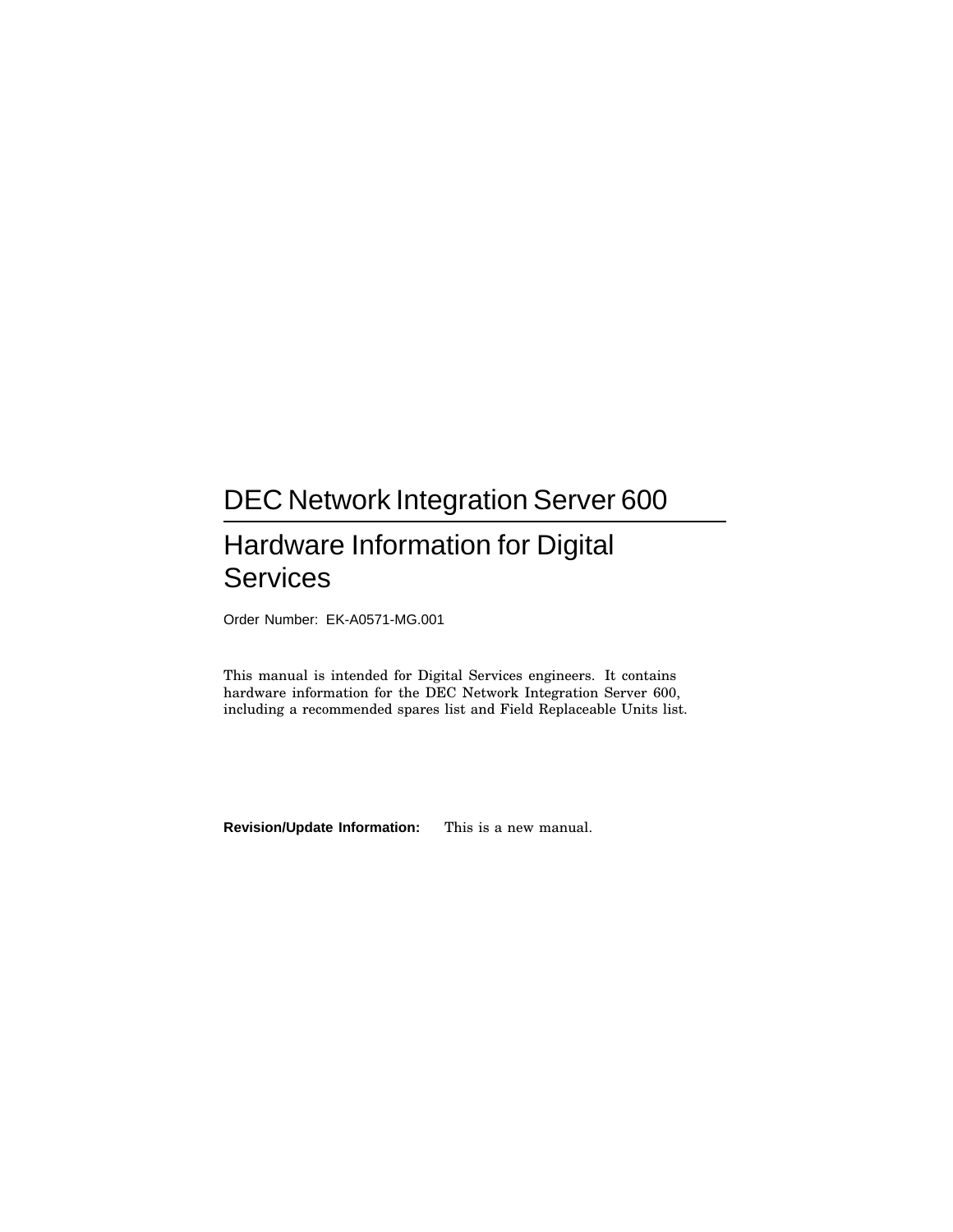# DEC Network Integration Server 600

## Hardware Information for Digital Services

Order Number: EK-A0571-MG.001

This manual is intended for Digital Services engineers. It contains hardware information for the DEC Network Integration Server 600, including a recommended spares list and Field Replaceable Units list.

**Revision/Update Information:** This is a new manual.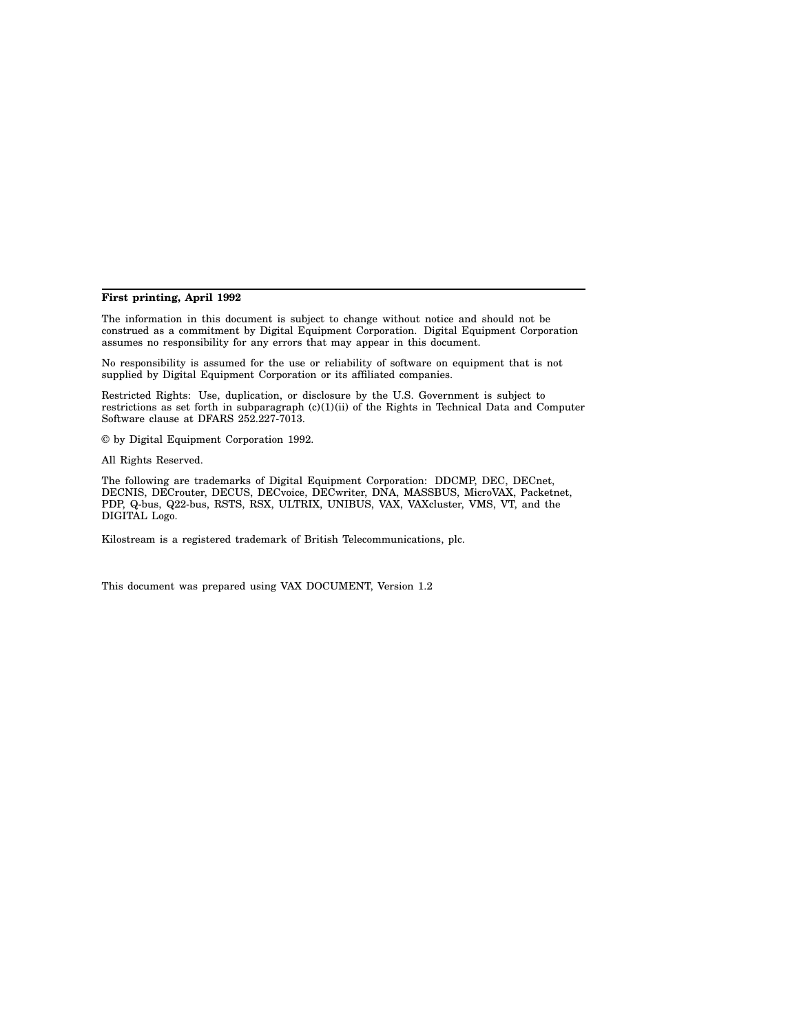**First printing, April 1992**

The information in this document is subject to change without notice and should not be construed as a commitment by Digital Equipment Corporation. Digital Equipment Corporation assumes no responsibility for any errors that may appear in this document.

No responsibility is assumed for the use or reliability of software on equipment that is not supplied by Digital Equipment Corporation or its affiliated companies.

Restricted Rights: Use, duplication, or disclosure by the U.S. Government is subject to restrictions as set forth in subparagraph (c)(1)(ii) of the Rights in Technical Data and Computer Software clause at DFARS 252.227-7013.

© by Digital Equipment Corporation 1992.

All Rights Reserved.

The following are trademarks of Digital Equipment Corporation: DDCMP, DEC, DECnet, DECNIS, DECrouter, DECUS, DECvoice, DECwriter, DNA, MASSBUS, MicroVAX, Packetnet, PDP, Q-bus, Q22-bus, RSTS, RSX, ULTRIX, UNIBUS, VAX, VAXcluster, VMS, VT, and the DIGITAL Logo.

Kilostream is a registered trademark of British Telecommunications, plc.

This document was prepared using VAX DOCUMENT, Version 1.2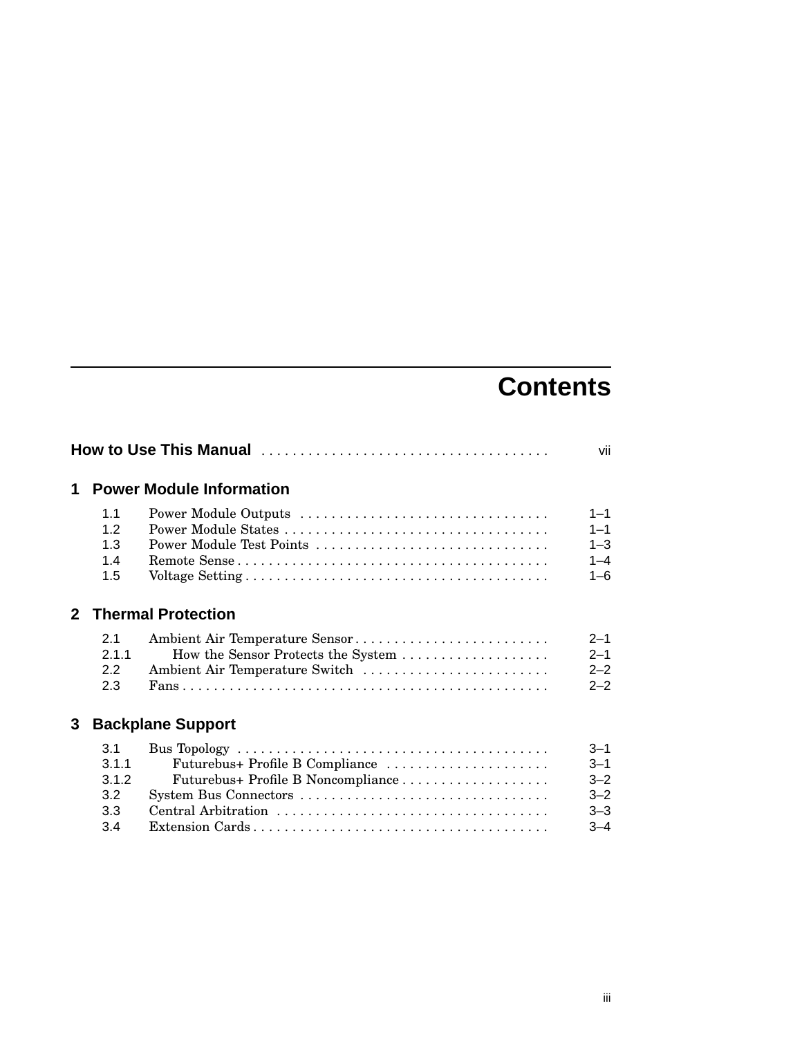# Contents

**How to Use This Manual** . . . . . . . . . . . . . . . . . . . . . . . . . . . . . . . . . . . . vii

## 1 Power Module Information

| | | |
|---|---|---|
| 1.1 | Power Module Outputs | 1–1 |
| 1.2 | Power Module States | 1–1 |
| 1.3 | Power Module Test Points | 1–3 |
| 1.4 | Remote Sense | 1–4 |
| 1.5 | Voltage Setting | 1–6 |

## 2 Thermal Protection

| | | |
|---|---|---|
| 2.1 | Ambient Air Temperature Sensor | 2–1 |
| 2.1.1 | How the Sensor Protects the System | 2–1 |
| 2.2 | Ambient Air Temperature Switch | 2–2 |
| 2.3 | Fans | 2–2 |

## 3 Backplane Support

| | | |
|---|---|---|
| 3.1 | Bus Topology | 3–1 |
| 3.1.1 | Futurebus+ Profile B Compliance | 3–1 |
| 3.1.2 | Futurebus+ Profile B Noncompliance | 3–2 |
| 3.2 | System Bus Connectors | 3–2 |
| 3.3 | Central Arbitration | 3–3 |
| 3.4 | Extension Cards | 3–4 |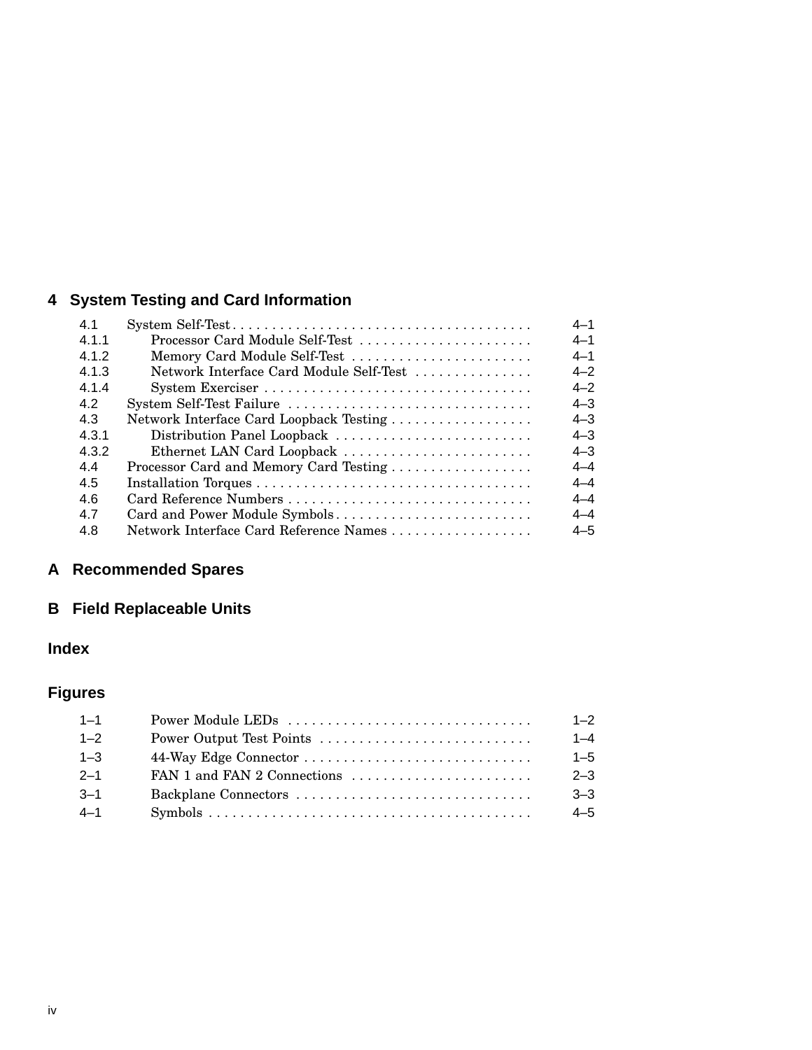## 4 System Testing and Card Information

| | | |
|---|---|---|
| 4.1 | System Self-Test | 4–1 |
| 4.1.1 | Processor Card Module Self-Test | 4–1 |
| 4.1.2 | Memory Card Module Self-Test | 4–1 |
| 4.1.3 | Network Interface Card Module Self-Test | 4–2 |
| 4.1.4 | System Exerciser | 4–2 |
| 4.2 | System Self-Test Failure | 4–3 |
| 4.3 | Network Interface Card Loopback Testing | 4–3 |
| 4.3.1 | Distribution Panel Loopback | 4–3 |
| 4.3.2 | Ethernet LAN Card Loopback | 4–3 |
| 4.4 | Processor Card and Memory Card Testing | 4–4 |
| 4.5 | Installation Torques | 4–4 |
| 4.6 | Card Reference Numbers | 4–4 |
| 4.7 | Card and Power Module Symbols | 4–4 |
| 4.8 | Network Interface Card Reference Names | 4–5 |

## A Recommended Spares

## B Field Replaceable Units

## Index

## Figures

| | | |
|---|---|---|
| 1–1 | Power Module LEDs | 1–2 |
| 1–2 | Power Output Test Points | 1–4 |
| 1–3 | 44-Way Edge Connector | 1–5 |
| 2–1 | FAN 1 and FAN 2 Connections | 2–3 |
| 3–1 | Backplane Connectors | 3–3 |
| 4–1 | Symbols | 4–5 |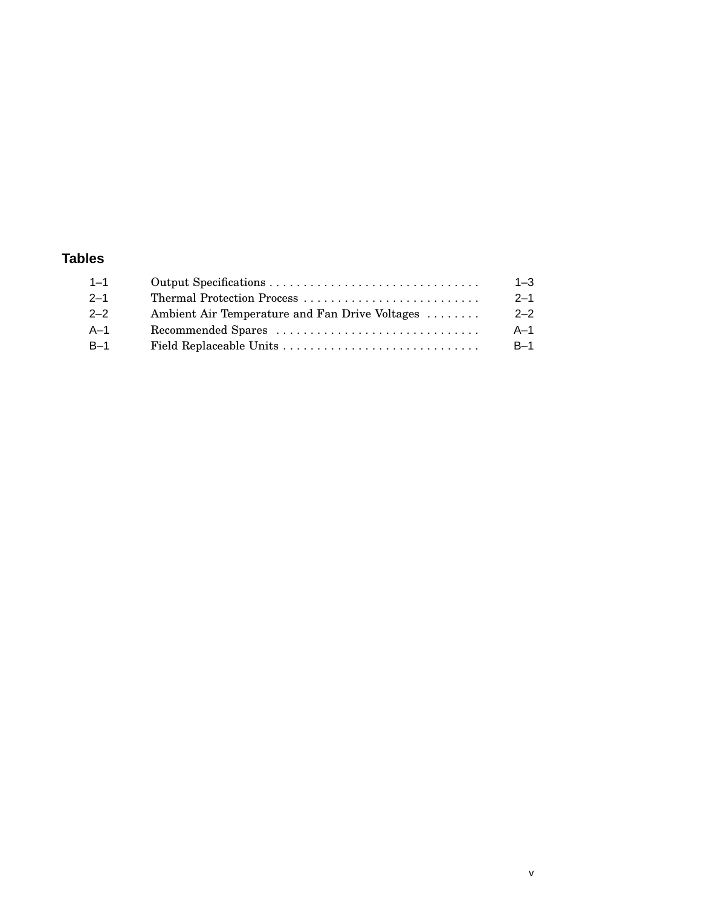## Tables

| | | |
|---|---|---|
| 1–1 | Output Specifications | 1–3 |
| 2–1 | Thermal Protection Process | 2–1 |
| 2–2 | Ambient Air Temperature and Fan Drive Voltages | 2–2 |
| A–1 | Recommended Spares | A–1 |
| B–1 | Field Replaceable Units | B–1 |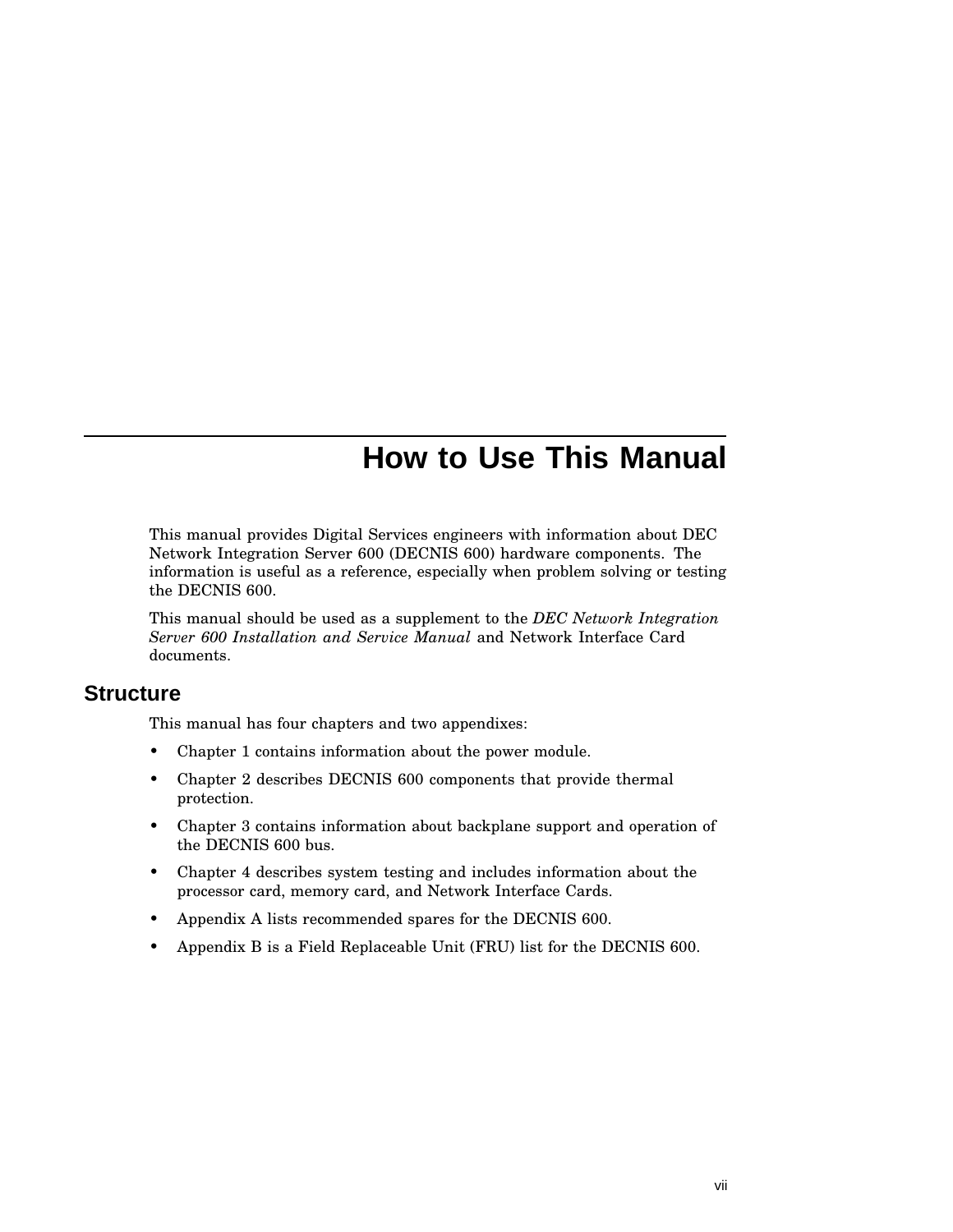# How to Use This Manual

This manual provides Digital Services engineers with information about DEC Network Integration Server 600 (DECNIS 600) hardware components. The information is useful as a reference, especially when problem solving or testing the DECNIS 600.

This manual should be used as a supplement to the *DEC Network Integration Server 600 Installation and Service Manual* and Network Interface Card documents.

## Structure

This manual has four chapters and two appendixes:

- Chapter 1 contains information about the power module.
- Chapter 2 describes DECNIS 600 components that provide thermal protection.
- Chapter 3 contains information about backplane support and operation of the DECNIS 600 bus.
- Chapter 4 describes system testing and includes information about the processor card, memory card, and Network Interface Cards.
- Appendix A lists recommended spares for the DECNIS 600.
- Appendix B is a Field Replaceable Unit (FRU) list for the DECNIS 600.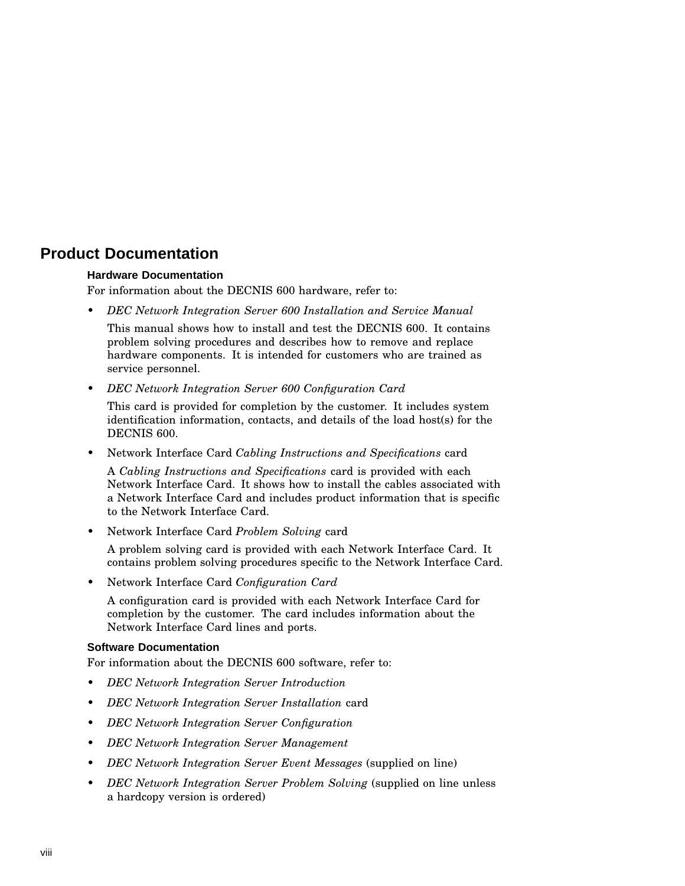## Product Documentation

### Hardware Documentation

For information about the DECNIS 600 hardware, refer to:

- *DEC Network Integration Server 600 Installation and Service Manual*

  This manual shows how to install and test the DECNIS 600. It contains problem solving procedures and describes how to remove and replace hardware components. It is intended for customers who are trained as service personnel.

- *DEC Network Integration Server 600 Configuration Card*

  This card is provided for completion by the customer. It includes system identification information, contacts, and details of the load host(s) for the DECNIS 600.

- Network Interface Card *Cabling Instructions and Specifications* card

  A *Cabling Instructions and Specifications* card is provided with each Network Interface Card. It shows how to install the cables associated with a Network Interface Card and includes product information that is specific to the Network Interface Card.

- Network Interface Card *Problem Solving* card

  A problem solving card is provided with each Network Interface Card. It contains problem solving procedures specific to the Network Interface Card.

- Network Interface Card *Configuration Card*

  A configuration card is provided with each Network Interface Card for completion by the customer. The card includes information about the Network Interface Card lines and ports.

### Software Documentation

For information about the DECNIS 600 software, refer to:

- *DEC Network Integration Server Introduction*
- *DEC Network Integration Server Installation* card
- *DEC Network Integration Server Configuration*
- *DEC Network Integration Server Management*
- *DEC Network Integration Server Event Messages* (supplied on line)
- *DEC Network Integration Server Problem Solving* (supplied on line unless a hardcopy version is ordered)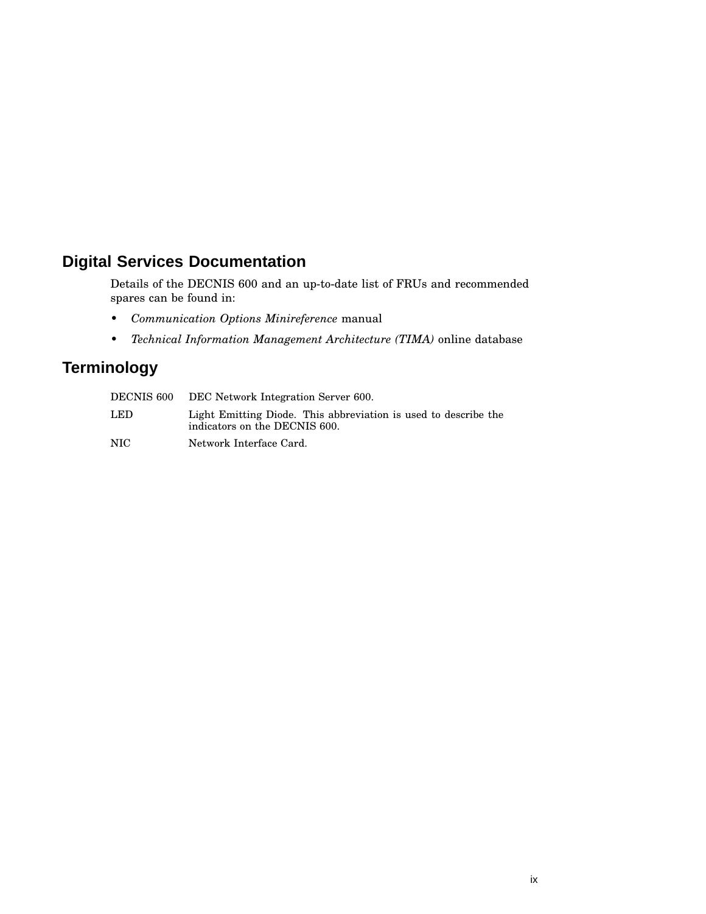## Digital Services Documentation

Details of the DECNIS 600 and an up-to-date list of FRUs and recommended spares can be found in:

- *Communication Options Minireference* manual
- *Technical Information Management Architecture (TIMA)* online database

## Terminology

| | |
|---|---|
| DECNIS 600 | DEC Network Integration Server 600. |
| LED | Light Emitting Diode. This abbreviation is used to describe the indicators on the DECNIS 600. |
| NIC | Network Interface Card. |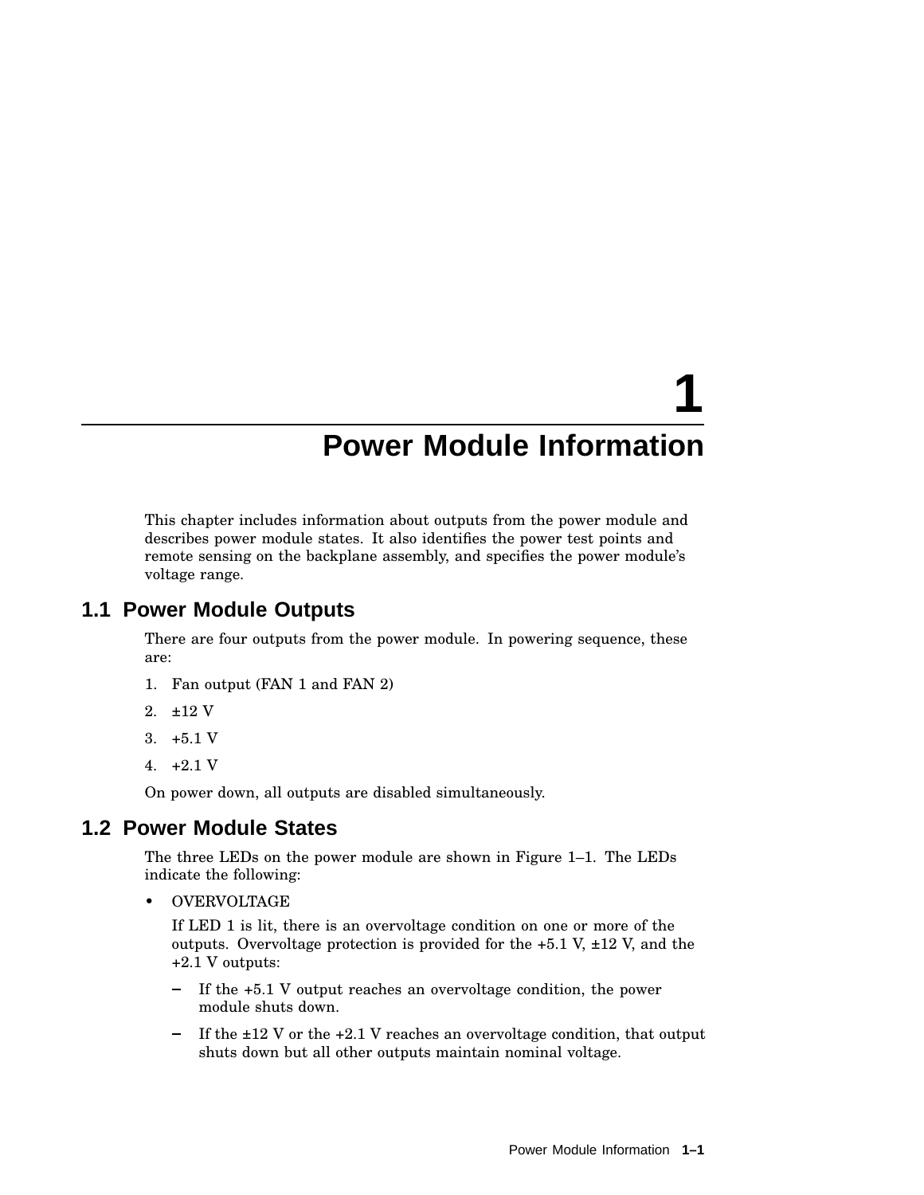# 1 Power Module Information

This chapter includes information about outputs from the power module and describes power module states. It also identifies the power test points and remote sensing on the backplane assembly, and specifies the power module's voltage range.

## 1.1 Power Module Outputs

There are four outputs from the power module. In powering sequence, these are:

1. Fan output (FAN 1 and FAN 2)
2. ±12 V
3. +5.1 V
4. +2.1 V

On power down, all outputs are disabled simultaneously.

## 1.2 Power Module States

The three LEDs on the power module are shown in Figure 1–1. The LEDs indicate the following:

- OVERVOLTAGE

  If LED 1 is lit, there is an overvoltage condition on one or more of the outputs. Overvoltage protection is provided for the +5.1 V, ±12 V, and the +2.1 V outputs:

  – If the +5.1 V output reaches an overvoltage condition, the power module shuts down.

  – If the ±12 V or the +2.1 V reaches an overvoltage condition, that output shuts down but all other outputs maintain nominal voltage.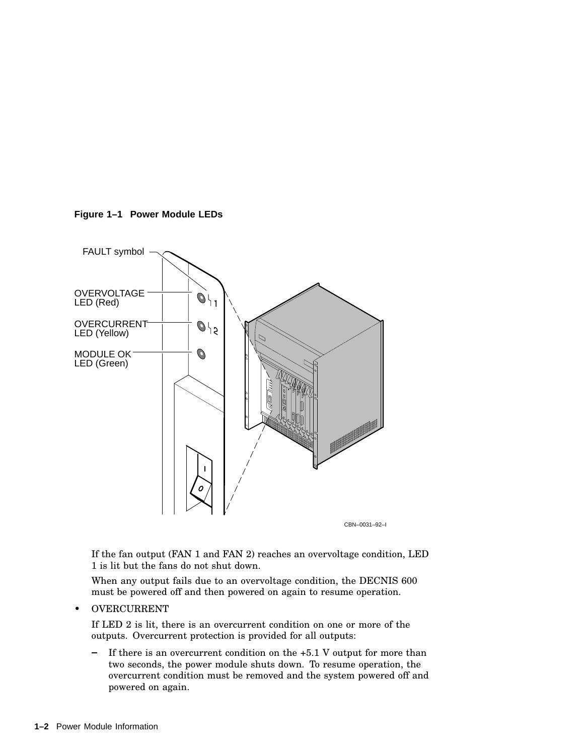**Figure 1–1 Power Module LEDs**

If the fan output (FAN 1 and FAN 2) reaches an overvoltage condition, LED 1 is lit but the fans do not shut down.

When any output fails due to an overvoltage condition, the DECNIS 600 must be powered off and then powered on again to resume operation.

- OVERCURRENT

  If LED 2 is lit, there is an overcurrent condition on one or more of the outputs. Overcurrent protection is provided for all outputs:

  - If there is an overcurrent condition on the +5.1 V output for more than two seconds, the power module shuts down. To resume operation, the overcurrent condition must be removed and the system powered off and powered on again.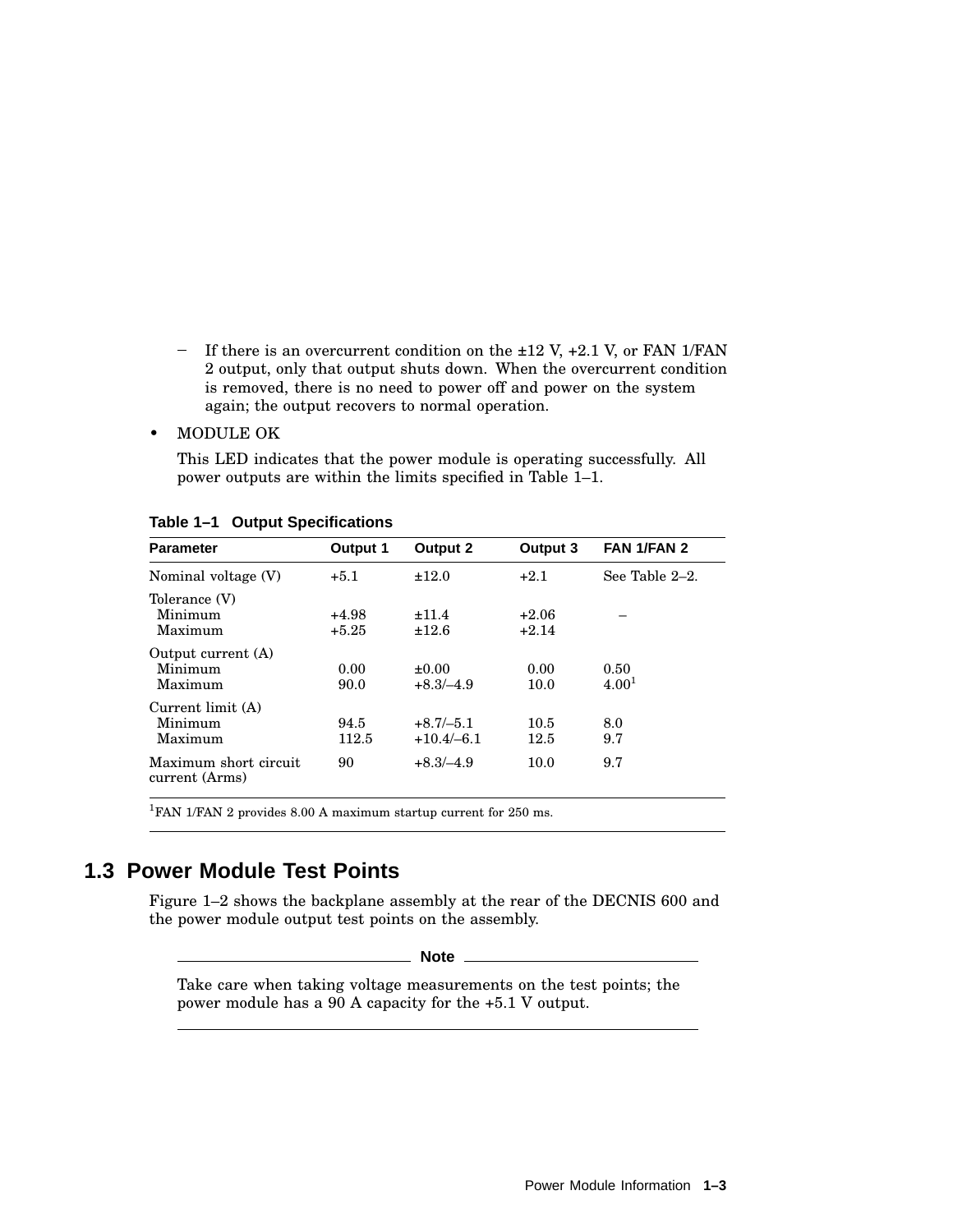- If there is an overcurrent condition on the ±12 V, +2.1 V, or FAN 1/FAN 2 output, only that output shuts down. When the overcurrent condition is removed, there is no need to power off and power on the system again; the output recovers to normal operation.

- MODULE OK

  This LED indicates that the power module is operating successfully. All power outputs are within the limits specified in Table 1–1.

**Table 1–1 Output Specifications**

| Parameter | Output 1 | Output 2 | Output 3 | FAN 1/FAN 2 |
|---|---|---|---|---|
| Nominal voltage (V) | +5.1 | ±12.0 | +2.1 | See Table 2–2. |
| Tolerance (V) | | | | |
| Minimum | +4.98 | ±11.4 | +2.06 | – |
| Maximum | +5.25 | ±12.6 | +2.14 | |
| Output current (A) | | | | |
| Minimum | 0.00 | ±0.00 | 0.00 | 0.50 |
| Maximum | 90.0 | +8.3/–4.9 | 10.0 | 4.00[1] |
| Current limit (A) | | | | |
| Minimum | 94.5 | +8.7/–5.1 | 10.5 | 8.0 |
| Maximum | 112.5 | +10.4/–6.1 | 12.5 | 9.7 |
| Maximum short circuit current (Arms) | 90 | +8.3/–4.9 | 10.0 | 9.7 |

[1]FAN 1/FAN 2 provides 8.00 A maximum startup current for 250 ms.

## 1.3 Power Module Test Points

Figure 1–2 shows the backplane assembly at the rear of the DECNIS 600 and the power module output test points on the assembly.

**Note**

Take care when taking voltage measurements on the test points; the power module has a 90 A capacity for the +5.1 V output.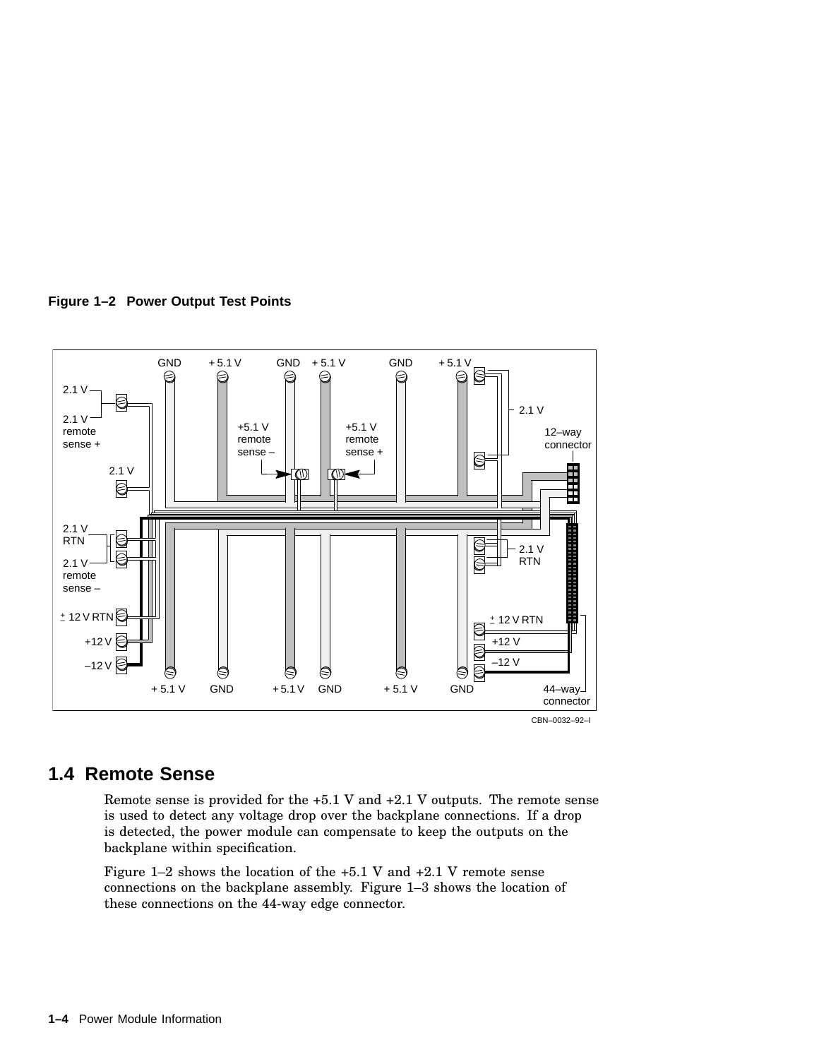**Figure 1–2 Power Output Test Points**

## 1.4 Remote Sense

Remote sense is provided for the +5.1 V and +2.1 V outputs. The remote sense is used to detect any voltage drop over the backplane connections. If a drop is detected, the power module can compensate to keep the outputs on the backplane within specification.

Figure 1–2 shows the location of the +5.1 V and +2.1 V remote sense connections on the backplane assembly. Figure 1–3 shows the location of these connections on the 44-way edge connector.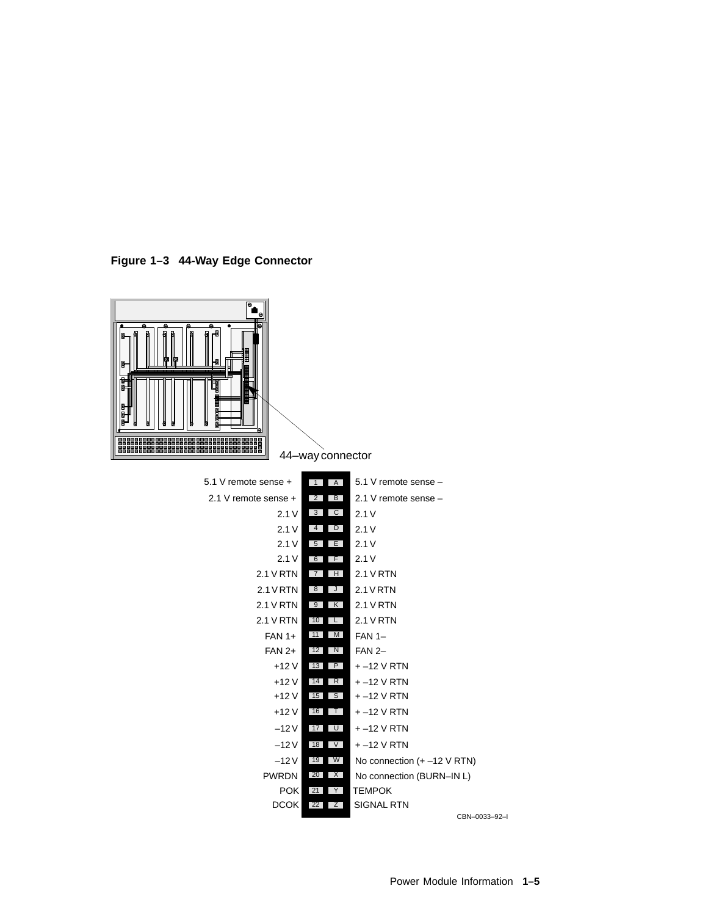**Figure 1–3 44-Way Edge Connector**

44–way connector

| Signal | Pin | Pin | Signal |
|---|---|---|---|
| 5.1 V remote sense + | 1 | A | 5.1 V remote sense – |
| 2.1 V remote sense + | 2 | B | 2.1 V remote sense – |
| 2.1 V | 3 | C | 2.1 V |
| 2.1 V | 4 | D | 2.1 V |
| 2.1 V | 5 | E | 2.1 V |
| 2.1 V | 6 | F | 2.1 V |
| 2.1 V RTN | 7 | H | 2.1 V RTN |
| 2.1 V RTN | 8 | J | 2.1 V RTN |
| 2.1 V RTN | 9 | K | 2.1 V RTN |
| 2.1 V RTN | 10 | L | 2.1 V RTN |
| FAN 1+ | 11 | M | FAN 1– |
| FAN 2+ | 12 | N | FAN 2– |
| +12 V | 13 | P | + –12 V RTN |
| +12 V | 14 | R | + –12 V RTN |
| +12 V | 15 | S | + –12 V RTN |
| +12 V | 16 | T | + –12 V RTN |
| –12 V | 17 | U | + –12 V RTN |
| –12 V | 18 | V | + –12 V RTN |
| –12 V | 19 | W | No connection (+ –12 V RTN) |
| PWRDN | 20 | X | No connection (BURN–IN L) |
| POK | 21 | Y | TEMPOK |
| DCOK | 22 | Z | SIGNAL RTN |

CBN–0033–92–I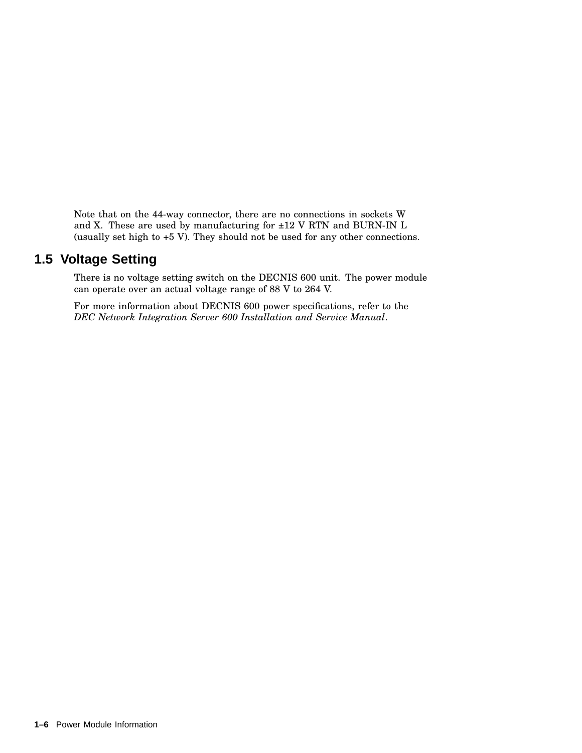Note that on the 44-way connector, there are no connections in sockets W and X. These are used by manufacturing for ±12 V RTN and BURN-IN L (usually set high to +5 V). They should not be used for any other connections.

## 1.5 Voltage Setting

There is no voltage setting switch on the DECNIS 600 unit. The power module can operate over an actual voltage range of 88 V to 264 V.

For more information about DECNIS 600 power specifications, refer to the *DEC Network Integration Server 600 Installation and Service Manual*.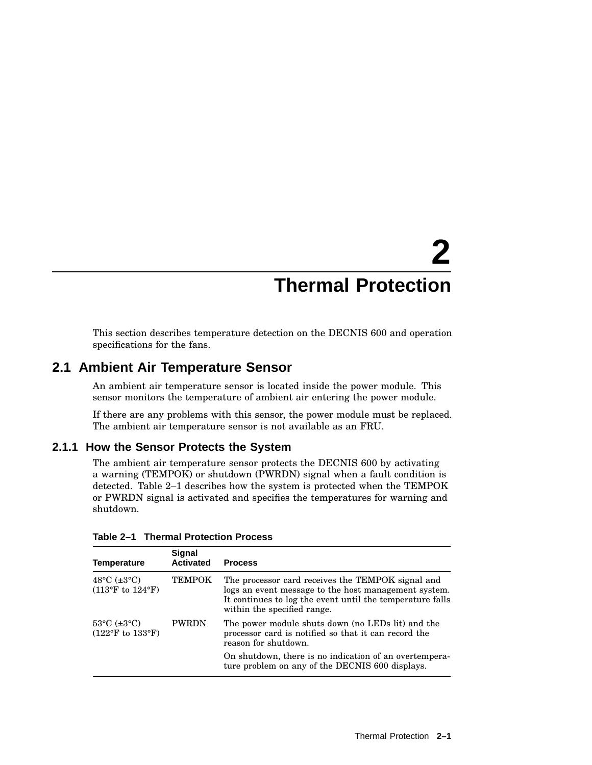# 2 Thermal Protection

This section describes temperature detection on the DECNIS 600 and operation specifications for the fans.

## 2.1 Ambient Air Temperature Sensor

An ambient air temperature sensor is located inside the power module. This sensor monitors the temperature of ambient air entering the power module.

If there are any problems with this sensor, the power module must be replaced. The ambient air temperature sensor is not available as an FRU.

### 2.1.1 How the Sensor Protects the System

The ambient air temperature sensor protects the DECNIS 600 by activating a warning (TEMPOK) or shutdown (PWRDN) signal when a fault condition is detected. Table 2–1 describes how the system is protected when the TEMPOK or PWRDN signal is activated and specifies the temperatures for warning and shutdown.

**Table 2–1 Thermal Protection Process**

| Temperature | Signal Activated | Process |
|---|---|---|
| 48°C (±3°C) (113°F to 124°F) | TEMPOK | The processor card receives the TEMPOK signal and logs an event message to the host management system. It continues to log the event until the temperature falls within the specified range. |
| 53°C (±3°C) (122°F to 133°F) | PWRDN | The power module shuts down (no LEDs lit) and the processor card is notified so that it can record the reason for shutdown. On shutdown, there is no indication of an overtemperature problem on any of the DECNIS 600 displays. |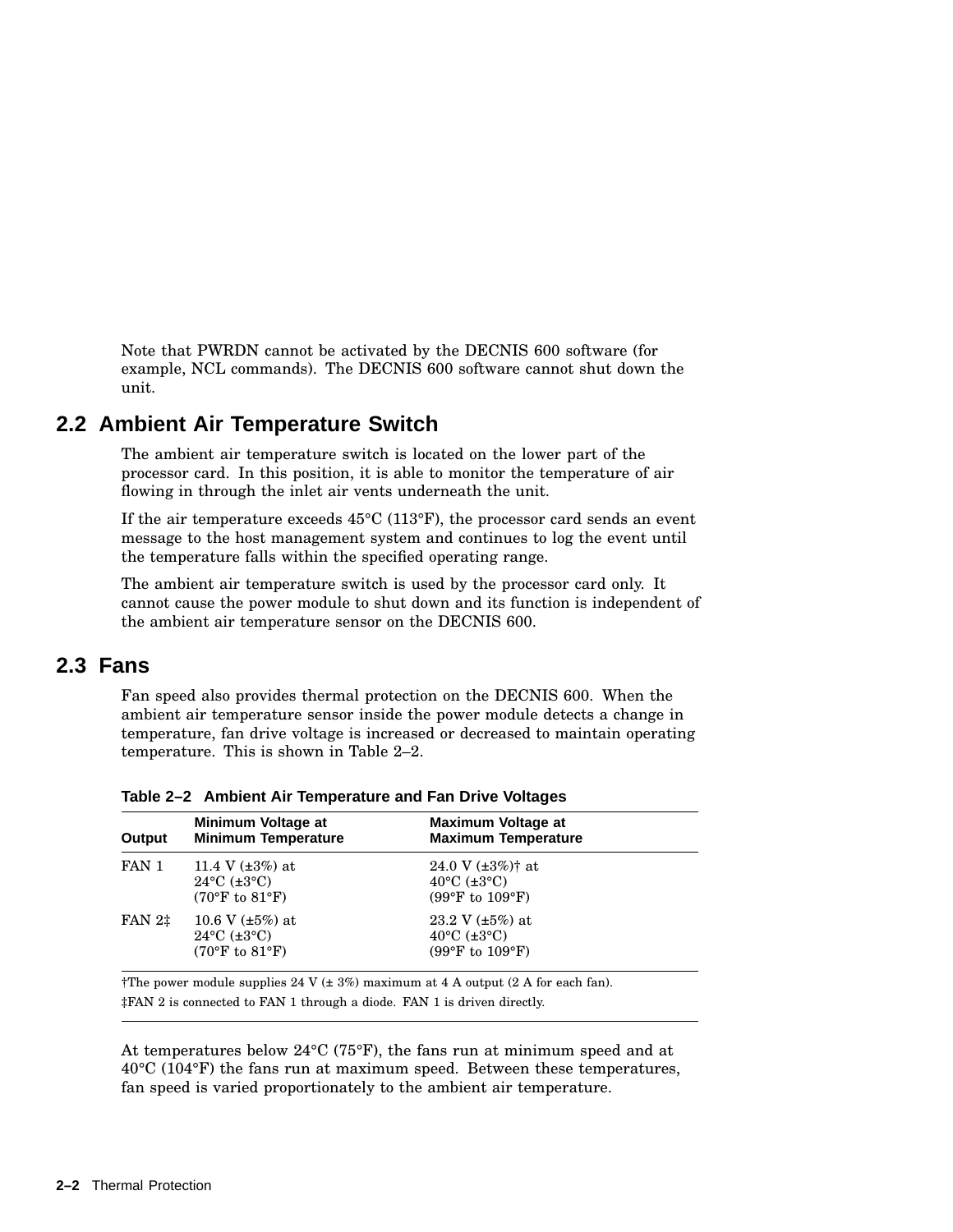Note that PWRDN cannot be activated by the DECNIS 600 software (for example, NCL commands). The DECNIS 600 software cannot shut down the unit.

## 2.2 Ambient Air Temperature Switch

The ambient air temperature switch is located on the lower part of the processor card. In this position, it is able to monitor the temperature of air flowing in through the inlet air vents underneath the unit.

If the air temperature exceeds 45°C (113°F), the processor card sends an event message to the host management system and continues to log the event until the temperature falls within the specified operating range.

The ambient air temperature switch is used by the processor card only. It cannot cause the power module to shut down and its function is independent of the ambient air temperature sensor on the DECNIS 600.

## 2.3 Fans

Fan speed also provides thermal protection on the DECNIS 600. When the ambient air temperature sensor inside the power module detects a change in temperature, fan drive voltage is increased or decreased to maintain operating temperature. This is shown in Table 2–2.

**Table 2–2 Ambient Air Temperature and Fan Drive Voltages**

| Output | Minimum Voltage at Minimum Temperature | Maximum Voltage at Maximum Temperature |
|---|---|---|
| FAN 1 | 11.4 V (±3%) at 24°C (±3°C) (70°F to 81°F) | 24.0 V (±3%)† at 40°C (±3°C) (99°F to 109°F) |
| FAN 2‡ | 10.6 V (±5%) at 24°C (±3°C) (70°F to 81°F) | 23.2 V (±5%) at 40°C (±3°C) (99°F to 109°F) |

†The power module supplies 24 V (± 3%) maximum at 4 A output (2 A for each fan).

‡FAN 2 is connected to FAN 1 through a diode. FAN 1 is driven directly.

At temperatures below 24°C (75°F), the fans run at minimum speed and at 40°C (104°F) the fans run at maximum speed. Between these temperatures, fan speed is varied proportionately to the ambient air temperature.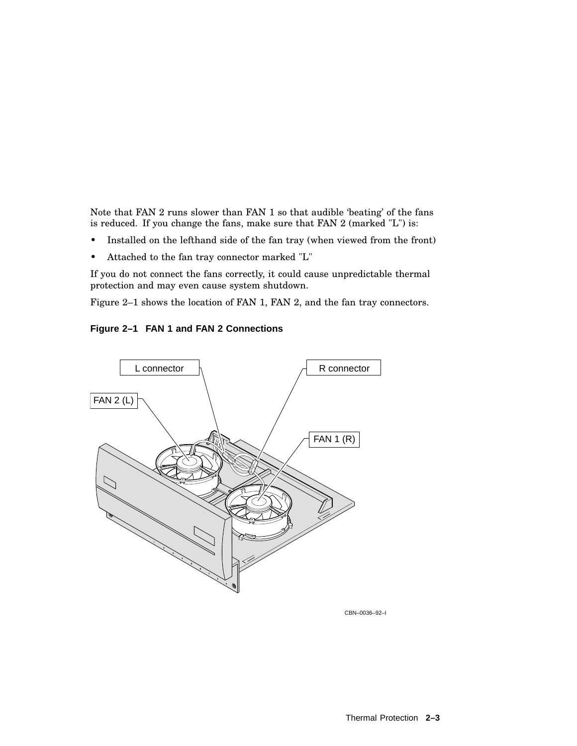Note that FAN 2 runs slower than FAN 1 so that audible 'beating' of the fans is reduced. If you change the fans, make sure that FAN 2 (marked "L") is:

- Installed on the lefthand side of the fan tray (when viewed from the front)
- Attached to the fan tray connector marked "L"

If you do not connect the fans correctly, it could cause unpredictable thermal protection and may even cause system shutdown.

Figure 2–1 shows the location of FAN 1, FAN 2, and the fan tray connectors.

**Figure 2–1 FAN 1 and FAN 2 Connections**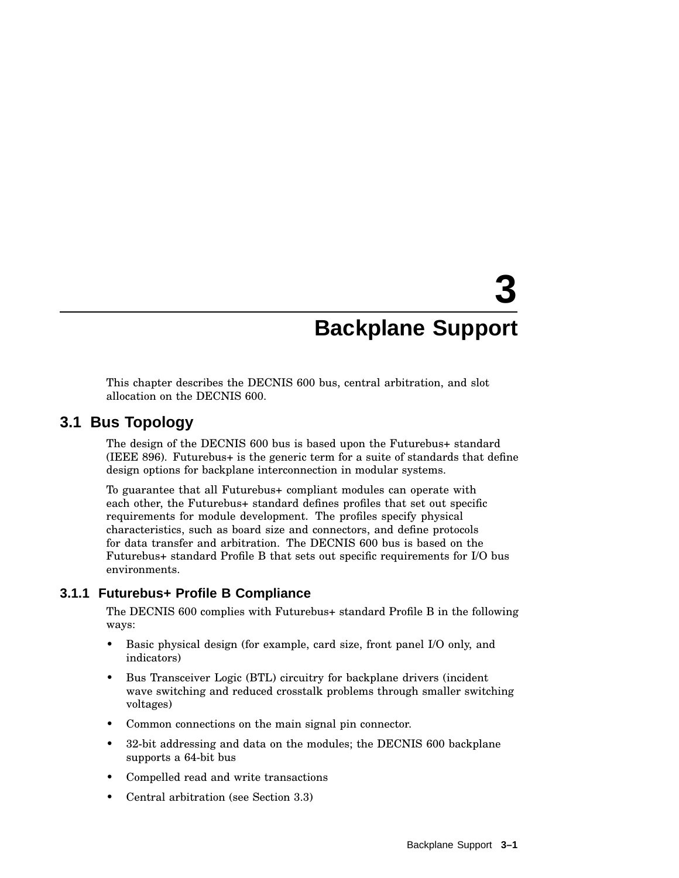# 3 Backplane Support

This chapter describes the DECNIS 600 bus, central arbitration, and slot allocation on the DECNIS 600.

## 3.1 Bus Topology

The design of the DECNIS 600 bus is based upon the Futurebus+ standard (IEEE 896). Futurebus+ is the generic term for a suite of standards that define design options for backplane interconnection in modular systems.

To guarantee that all Futurebus+ compliant modules can operate with each other, the Futurebus+ standard defines profiles that set out specific requirements for module development. The profiles specify physical characteristics, such as board size and connectors, and define protocols for data transfer and arbitration. The DECNIS 600 bus is based on the Futurebus+ standard Profile B that sets out specific requirements for I/O bus environments.

### 3.1.1 Futurebus+ Profile B Compliance

The DECNIS 600 complies with Futurebus+ standard Profile B in the following ways:

- Basic physical design (for example, card size, front panel I/O only, and indicators)
- Bus Transceiver Logic (BTL) circuitry for backplane drivers (incident wave switching and reduced crosstalk problems through smaller switching voltages)
- Common connections on the main signal pin connector.
- 32-bit addressing and data on the modules; the DECNIS 600 backplane supports a 64-bit bus
- Compelled read and write transactions
- Central arbitration (see Section 3.3)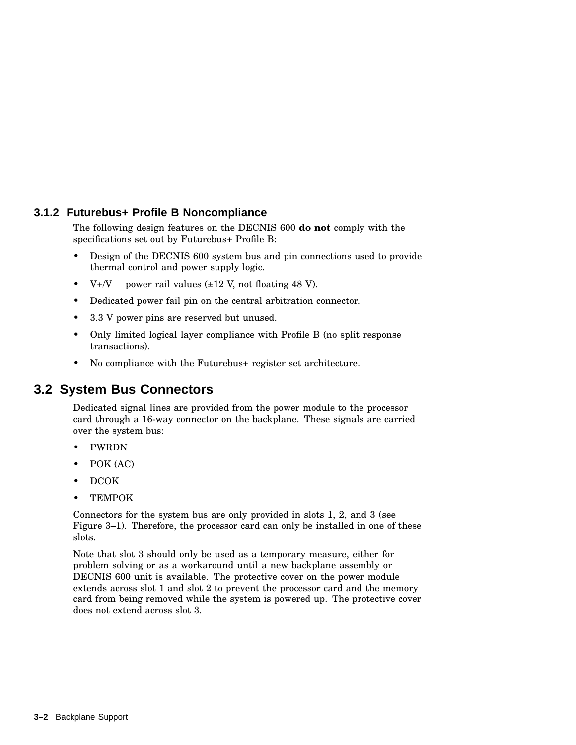### 3.1.2 Futurebus+ Profile B Noncompliance

The following design features on the DECNIS 600 **do not** comply with the specifications set out by Futurebus+ Profile B:

- Design of the DECNIS 600 system bus and pin connections used to provide thermal control and power supply logic.
- V+/V − power rail values (±12 V, not floating 48 V).
- Dedicated power fail pin on the central arbitration connector.
- 3.3 V power pins are reserved but unused.
- Only limited logical layer compliance with Profile B (no split response transactions).
- No compliance with the Futurebus+ register set architecture.

## 3.2 System Bus Connectors

Dedicated signal lines are provided from the power module to the processor card through a 16-way connector on the backplane. These signals are carried over the system bus:

- PWRDN
- POK (AC)
- DCOK
- TEMPOK

Connectors for the system bus are only provided in slots 1, 2, and 3 (see Figure 3–1). Therefore, the processor card can only be installed in one of these slots.

Note that slot 3 should only be used as a temporary measure, either for problem solving or as a workaround until a new backplane assembly or DECNIS 600 unit is available. The protective cover on the power module extends across slot 1 and slot 2 to prevent the processor card and the memory card from being removed while the system is powered up. The protective cover does not extend across slot 3.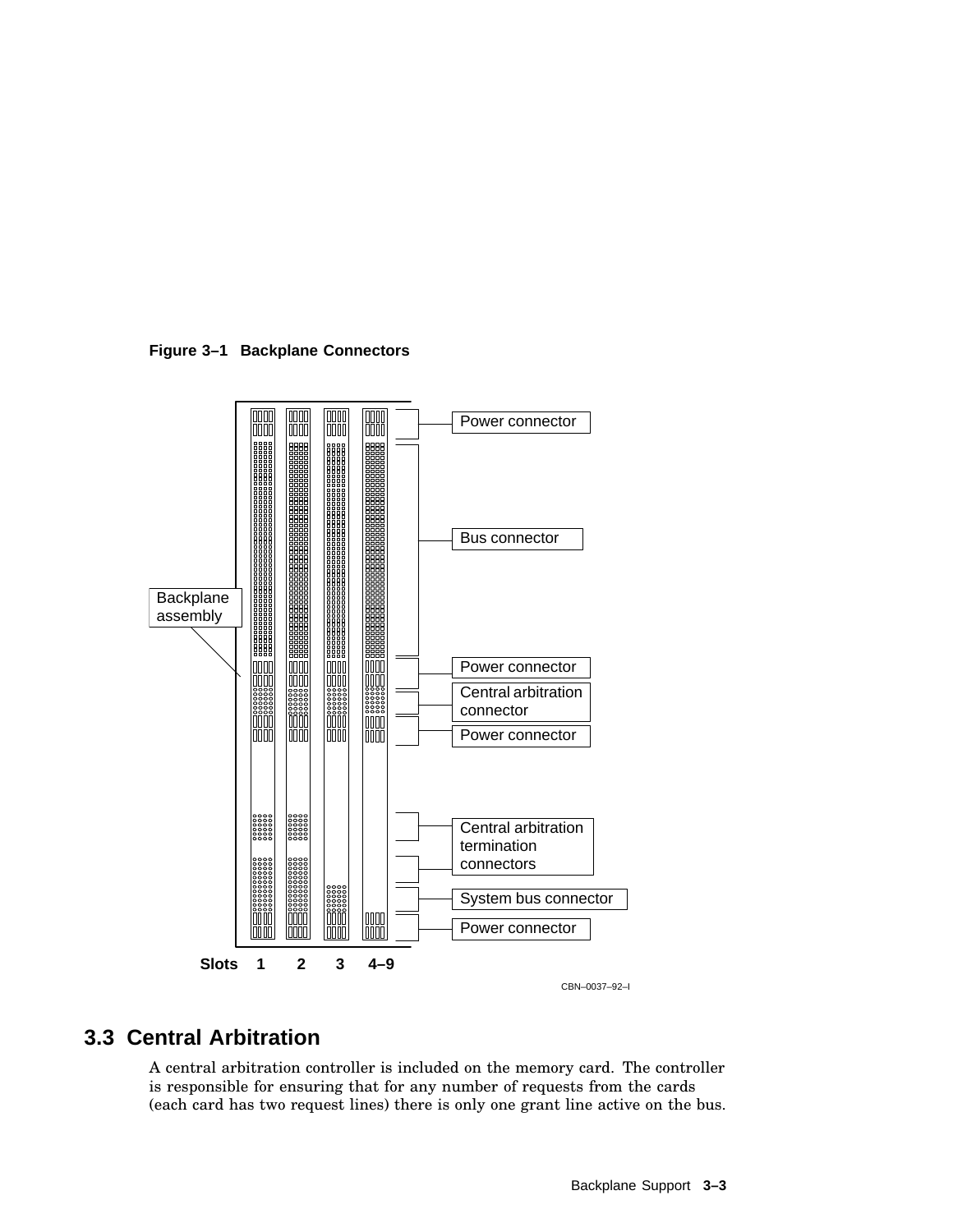**Figure 3–1 Backplane Connectors**

## 3.3 Central Arbitration

A central arbitration controller is included on the memory card. The controller is responsible for ensuring that for any number of requests from the cards (each card has two request lines) there is only one grant line active on the bus.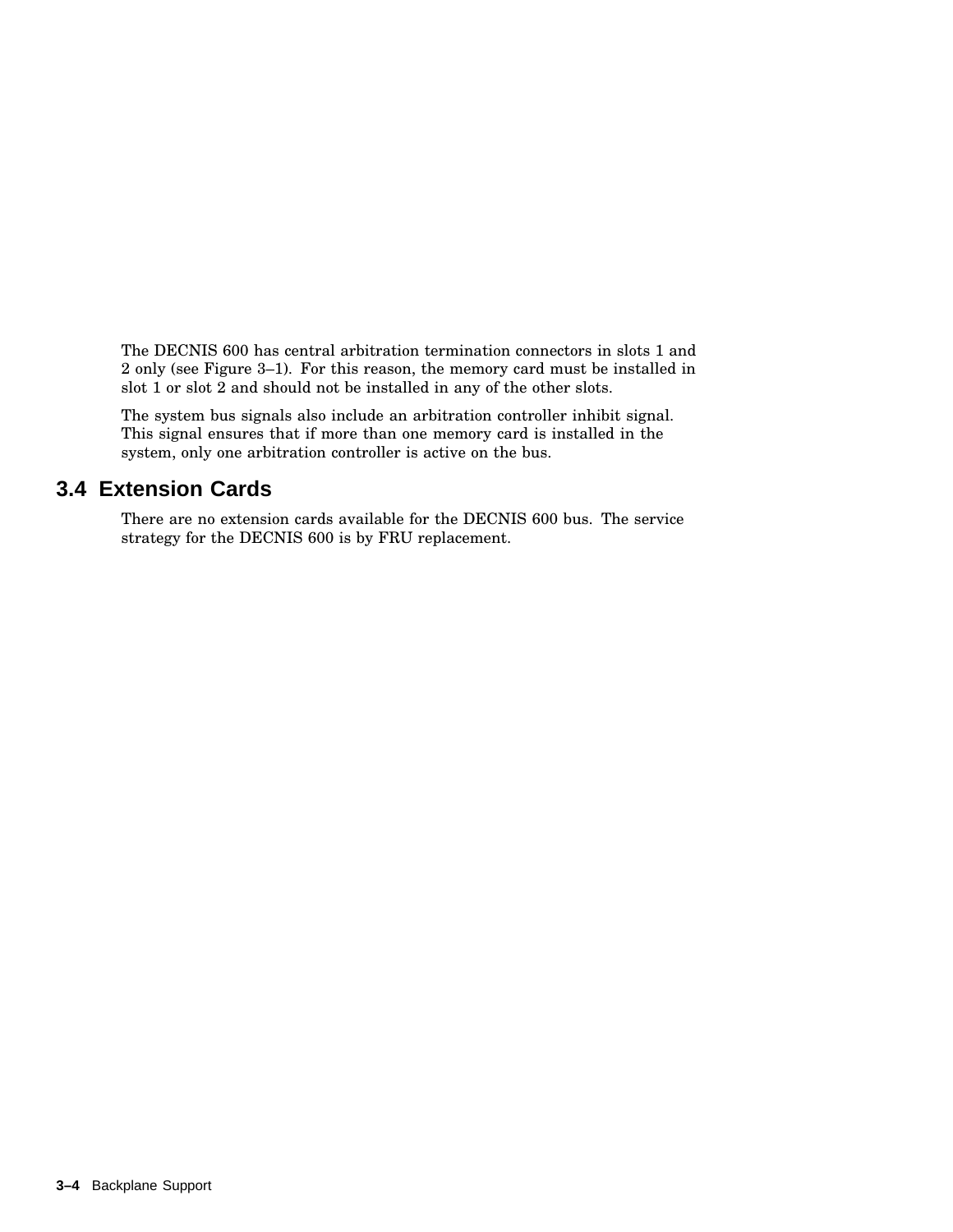The DECNIS 600 has central arbitration termination connectors in slots 1 and 2 only (see Figure 3–1). For this reason, the memory card must be installed in slot 1 or slot 2 and should not be installed in any of the other slots.

The system bus signals also include an arbitration controller inhibit signal. This signal ensures that if more than one memory card is installed in the system, only one arbitration controller is active on the bus.

## 3.4 Extension Cards

There are no extension cards available for the DECNIS 600 bus. The service strategy for the DECNIS 600 is by FRU replacement.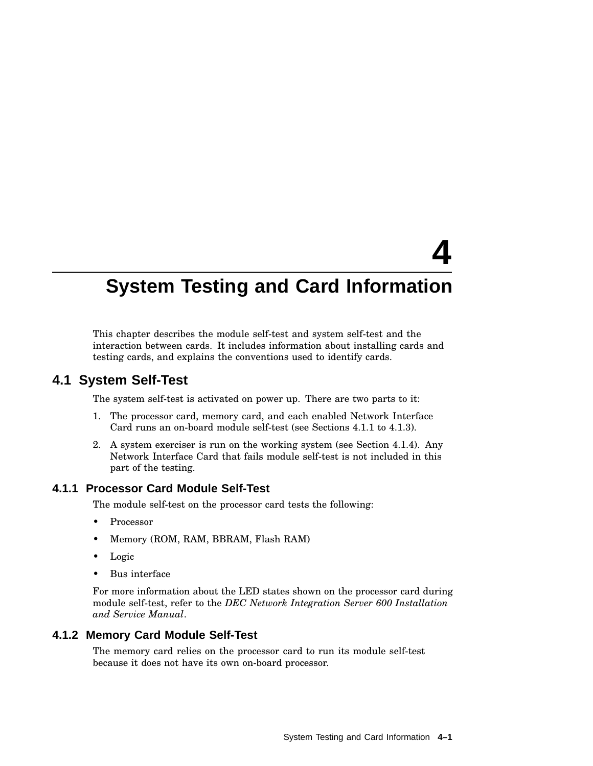# 4 System Testing and Card Information

This chapter describes the module self-test and system self-test and the interaction between cards. It includes information about installing cards and testing cards, and explains the conventions used to identify cards.

## 4.1 System Self-Test

The system self-test is activated on power up. There are two parts to it:

1. The processor card, memory card, and each enabled Network Interface Card runs an on-board module self-test (see Sections 4.1.1 to 4.1.3).
2. A system exerciser is run on the working system (see Section 4.1.4). Any Network Interface Card that fails module self-test is not included in this part of the testing.

### 4.1.1 Processor Card Module Self-Test

The module self-test on the processor card tests the following:

- Processor
- Memory (ROM, RAM, BBRAM, Flash RAM)
- Logic
- Bus interface

For more information about the LED states shown on the processor card during module self-test, refer to the *DEC Network Integration Server 600 Installation and Service Manual*.

### 4.1.2 Memory Card Module Self-Test

The memory card relies on the processor card to run its module self-test because it does not have its own on-board processor.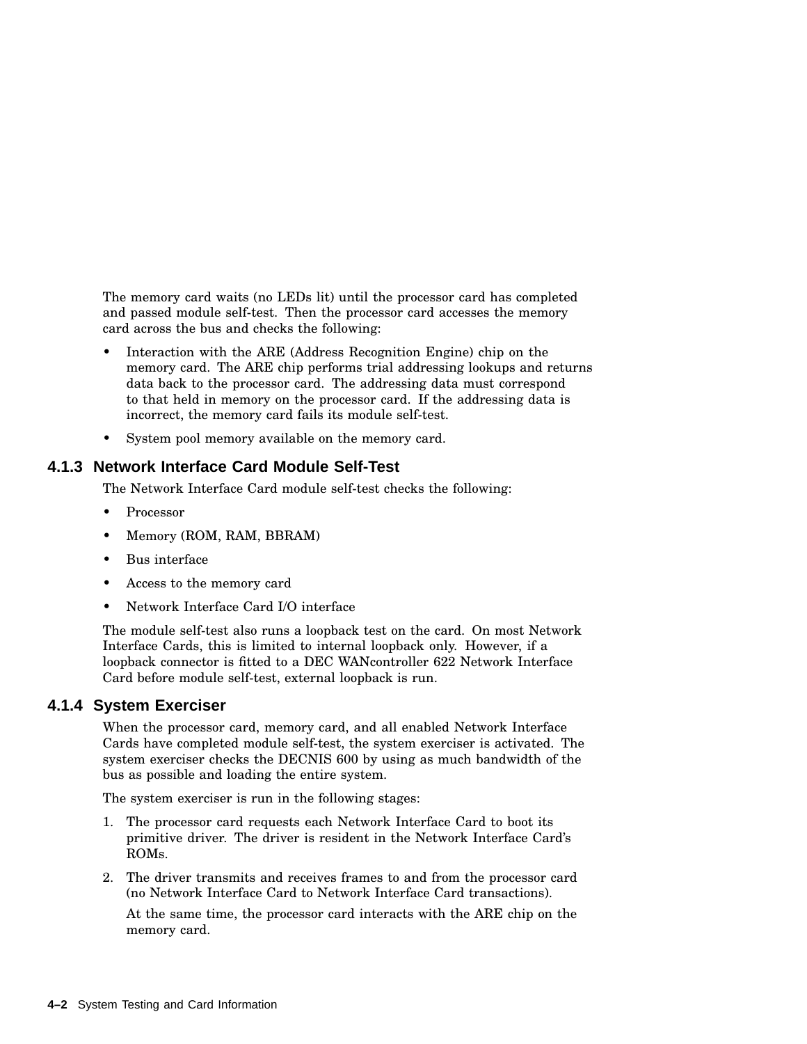The memory card waits (no LEDs lit) until the processor card has completed and passed module self-test. Then the processor card accesses the memory card across the bus and checks the following:

- Interaction with the ARE (Address Recognition Engine) chip on the memory card. The ARE chip performs trial addressing lookups and returns data back to the processor card. The addressing data must correspond to that held in memory on the processor card. If the addressing data is incorrect, the memory card fails its module self-test.
- System pool memory available on the memory card.

### 4.1.3 Network Interface Card Module Self-Test

The Network Interface Card module self-test checks the following:

- Processor
- Memory (ROM, RAM, BBRAM)
- Bus interface
- Access to the memory card
- Network Interface Card I/O interface

The module self-test also runs a loopback test on the card. On most Network Interface Cards, this is limited to internal loopback only. However, if a loopback connector is fitted to a DEC WANcontroller 622 Network Interface Card before module self-test, external loopback is run.

### 4.1.4 System Exerciser

When the processor card, memory card, and all enabled Network Interface Cards have completed module self-test, the system exerciser is activated. The system exerciser checks the DECNIS 600 by using as much bandwidth of the bus as possible and loading the entire system.

The system exerciser is run in the following stages:

1. The processor card requests each Network Interface Card to boot its primitive driver. The driver is resident in the Network Interface Card's ROMs.
2. The driver transmits and receives frames to and from the processor card (no Network Interface Card to Network Interface Card transactions).

   At the same time, the processor card interacts with the ARE chip on the memory card.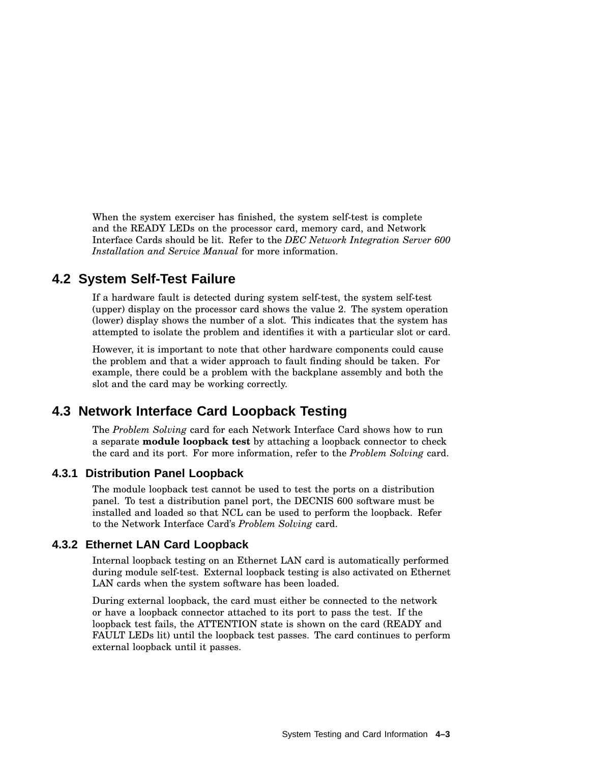When the system exerciser has finished, the system self-test is complete and the READY LEDs on the processor card, memory card, and Network Interface Cards should be lit. Refer to the *DEC Network Integration Server 600 Installation and Service Manual* for more information.

## 4.2 System Self-Test Failure

If a hardware fault is detected during system self-test, the system self-test (upper) display on the processor card shows the value 2. The system operation (lower) display shows the number of a slot. This indicates that the system has attempted to isolate the problem and identifies it with a particular slot or card.

However, it is important to note that other hardware components could cause the problem and that a wider approach to fault finding should be taken. For example, there could be a problem with the backplane assembly and both the slot and the card may be working correctly.

## 4.3 Network Interface Card Loopback Testing

The *Problem Solving* card for each Network Interface Card shows how to run a separate **module loopback test** by attaching a loopback connector to check the card and its port. For more information, refer to the *Problem Solving* card.

### 4.3.1 Distribution Panel Loopback

The module loopback test cannot be used to test the ports on a distribution panel. To test a distribution panel port, the DECNIS 600 software must be installed and loaded so that NCL can be used to perform the loopback. Refer to the Network Interface Card's *Problem Solving* card.

### 4.3.2 Ethernet LAN Card Loopback

Internal loopback testing on an Ethernet LAN card is automatically performed during module self-test. External loopback testing is also activated on Ethernet LAN cards when the system software has been loaded.

During external loopback, the card must either be connected to the network or have a loopback connector attached to its port to pass the test. If the loopback test fails, the ATTENTION state is shown on the card (READY and FAULT LEDs lit) until the loopback test passes. The card continues to perform external loopback until it passes.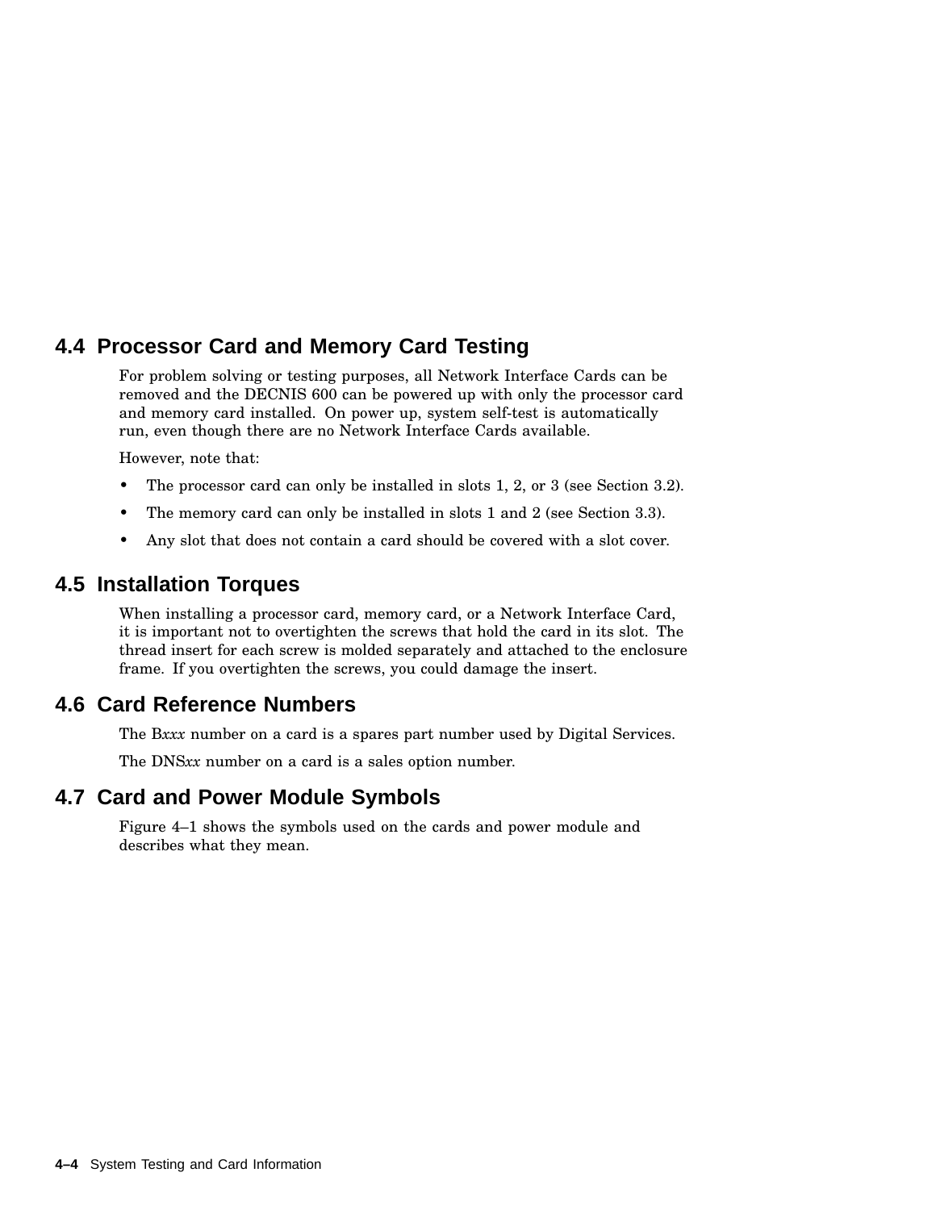## 4.4 Processor Card and Memory Card Testing

For problem solving or testing purposes, all Network Interface Cards can be removed and the DECNIS 600 can be powered up with only the processor card and memory card installed. On power up, system self-test is automatically run, even though there are no Network Interface Cards available.

However, note that:

- The processor card can only be installed in slots 1, 2, or 3 (see Section 3.2).
- The memory card can only be installed in slots 1 and 2 (see Section 3.3).
- Any slot that does not contain a card should be covered with a slot cover.

## 4.5 Installation Torques

When installing a processor card, memory card, or a Network Interface Card, it is important not to overtighten the screws that hold the card in its slot. The thread insert for each screw is molded separately and attached to the enclosure frame. If you overtighten the screws, you could damage the insert.

## 4.6 Card Reference Numbers

The B*xxx* number on a card is a spares part number used by Digital Services.

The DNS*xx* number on a card is a sales option number.

## 4.7 Card and Power Module Symbols

Figure 4–1 shows the symbols used on the cards and power module and describes what they mean.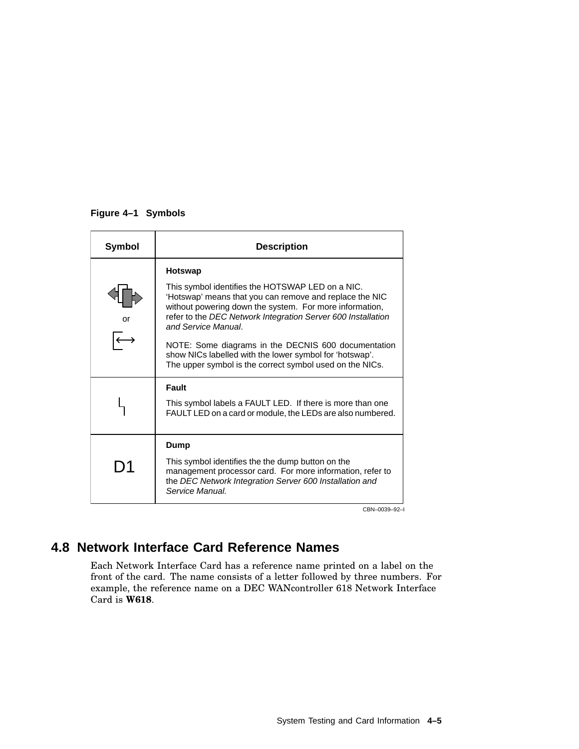**Figure 4–1 Symbols**

| Symbol | Description |
|---|---|
| or ⟷ | **Hotswap**<br><br>This symbol identifies the HOTSWAP LED on a NIC. 'Hotswap' means that you can remove and replace the NIC without powering down the system. For more information, refer to the *DEC Network Integration Server 600 Installation and Service Manual*.<br><br>NOTE: Some diagrams in the DECNIS 600 documentation show NICs labelled with the lower symbol for 'hotswap'. The upper symbol is the correct symbol used on the NICs. |
| | **Fault**<br><br>This symbol labels a FAULT LED. If there is more than one FAULT LED on a card or module, the LEDs are also numbered. |
| D1 | **Dump**<br><br>This symbol identifies the the dump button on the management processor card. For more information, refer to the *DEC Network Integration Server 600 Installation and Service Manual.* |

CBN–0039–92–I

## 4.8 Network Interface Card Reference Names

Each Network Interface Card has a reference name printed on a label on the front of the card. The name consists of a letter followed by three numbers. For example, the reference name on a DEC WANcontroller 618 Network Interface Card is **W618**.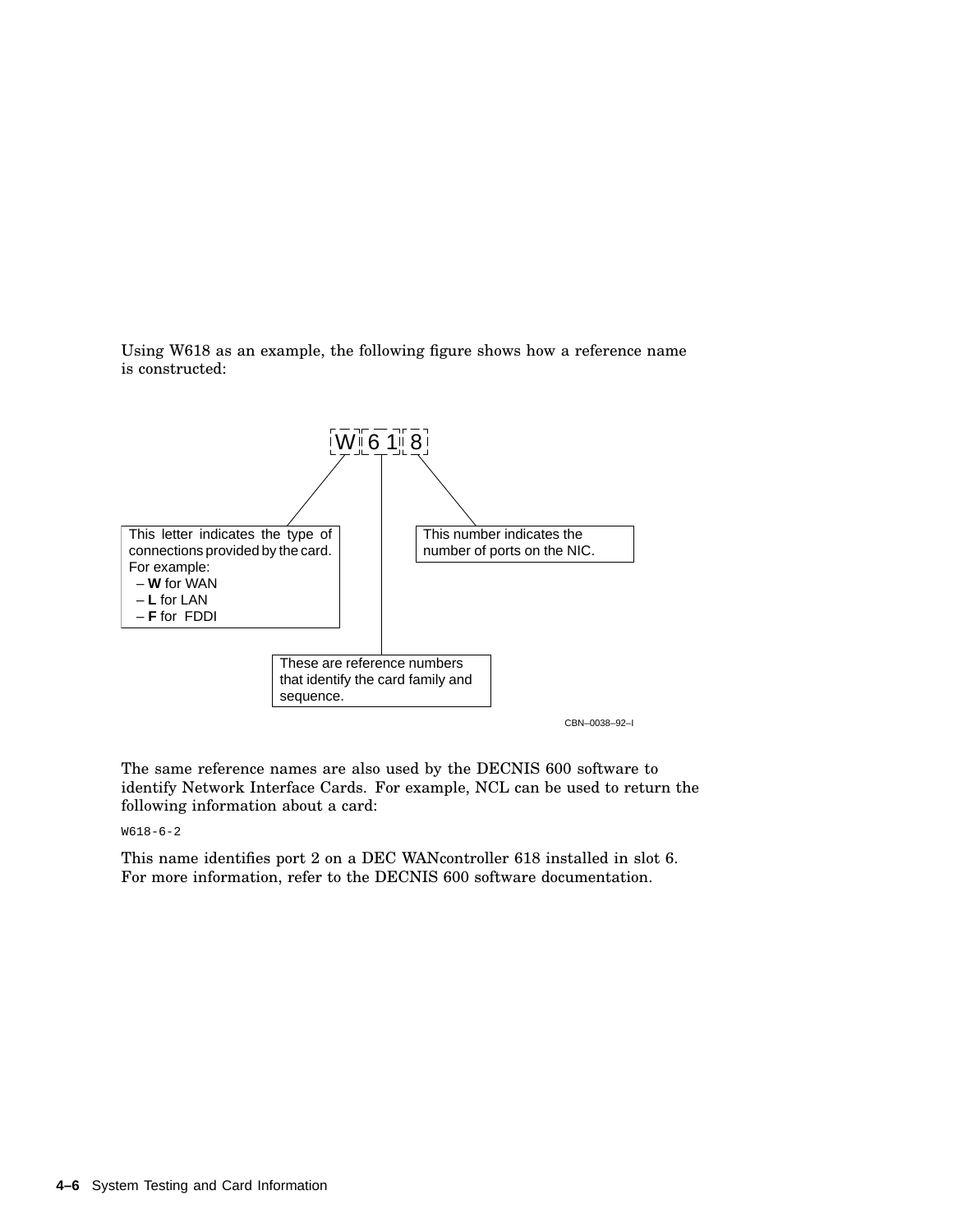Using W618 as an example, the following figure shows how a reference name is constructed:

W 61 8

This letter indicates the type of connections provided by the card. For example:

- **W** for WAN
- **L** for LAN
- **F** for FDDI

These are reference numbers that identify the card family and sequence.

This number indicates the number of ports on the NIC.

CBN–0038–92–I

The same reference names are also used by the DECNIS 600 software to identify Network Interface Cards. For example, NCL can be used to return the following information about a card:

```
W618-6-2
```

This name identifies port 2 on a DEC WANcontroller 618 installed in slot 6. For more information, refer to the DECNIS 600 software documentation.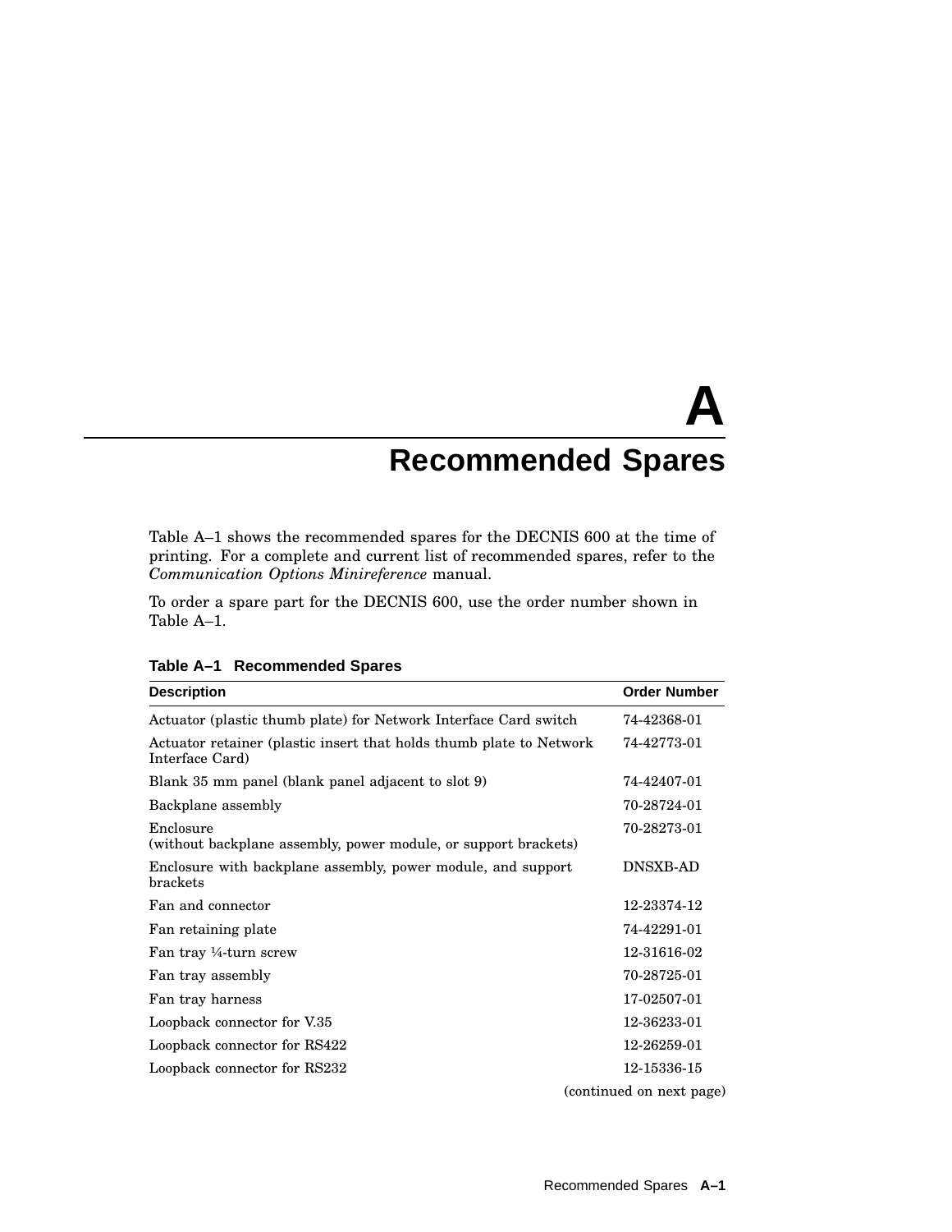# A Recommended Spares

Table A–1 shows the recommended spares for the DECNIS 600 at the time of printing. For a complete and current list of recommended spares, refer to the *Communication Options Minireference* manual.

To order a spare part for the DECNIS 600, use the order number shown in Table A–1.

**Table A–1 Recommended Spares**

| Description | Order Number |
|---|---|
| Actuator (plastic thumb plate) for Network Interface Card switch | 74-42368-01 |
| Actuator retainer (plastic insert that holds thumb plate to Network Interface Card) | 74-42773-01 |
| Blank 35 mm panel (blank panel adjacent to slot 9) | 74-42407-01 |
| Backplane assembly | 70-28724-01 |
| Enclosure (without backplane assembly, power module, or support brackets) | 70-28273-01 |
| Enclosure with backplane assembly, power module, and support brackets | DNSXB-AD |
| Fan and connector | 12-23374-12 |
| Fan retaining plate | 74-42291-01 |
| Fan tray ¼-turn screw | 12-31616-02 |
| Fan tray assembly | 70-28725-01 |
| Fan tray harness | 17-02507-01 |
| Loopback connector for V.35 | 12-36233-01 |
| Loopback connector for RS422 | 12-26259-01 |
| Loopback connector for RS232 | 12-15336-15 |

(continued on next page)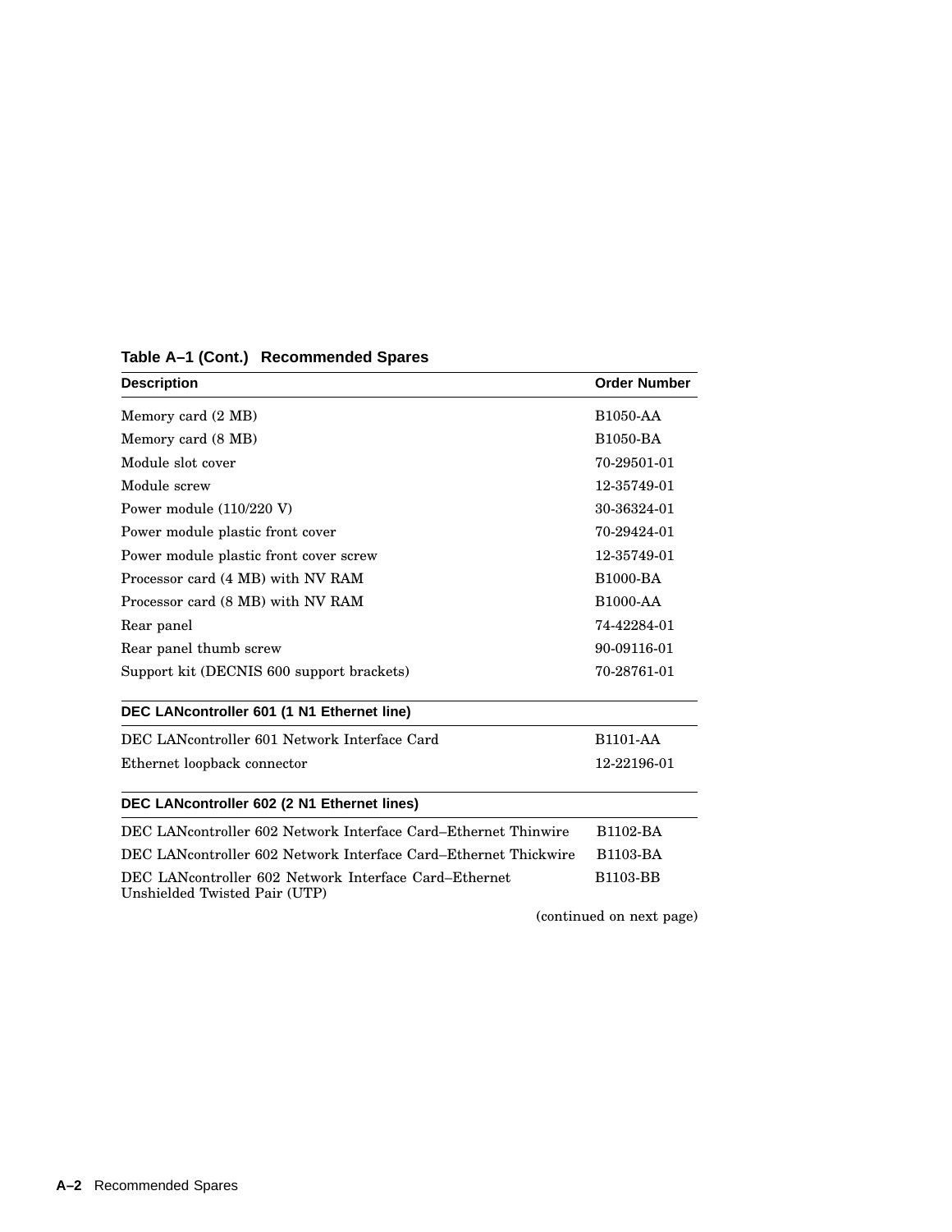**Table A–1 (Cont.) Recommended Spares**

| Description | Order Number |
|---|---|
| Memory card (2 MB) | B1050-AA |
| Memory card (8 MB) | B1050-BA |
| Module slot cover | 70-29501-01 |
| Module screw | 12-35749-01 |
| Power module (110/220 V) | 30-36324-01 |
| Power module plastic front cover | 70-29424-01 |
| Power module plastic front cover screw | 12-35749-01 |
| Processor card (4 MB) with NV RAM | B1000-BA |
| Processor card (8 MB) with NV RAM | B1000-AA |
| Rear panel | 74-42284-01 |
| Rear panel thumb screw | 90-09116-01 |
| Support kit (DECNIS 600 support brackets) | 70-28761-01 |
| **DEC LANcontroller 601 (1 N1 Ethernet line)** | |
| DEC LANcontroller 601 Network Interface Card | B1101-AA |
| Ethernet loopback connector | 12-22196-01 |
| **DEC LANcontroller 602 (2 N1 Ethernet lines)** | |
| DEC LANcontroller 602 Network Interface Card–Ethernet Thinwire | B1102-BA |
| DEC LANcontroller 602 Network Interface Card–Ethernet Thickwire | B1103-BA |
| DEC LANcontroller 602 Network Interface Card–Ethernet Unshielded Twisted Pair (UTP) | B1103-BB |

(continued on next page)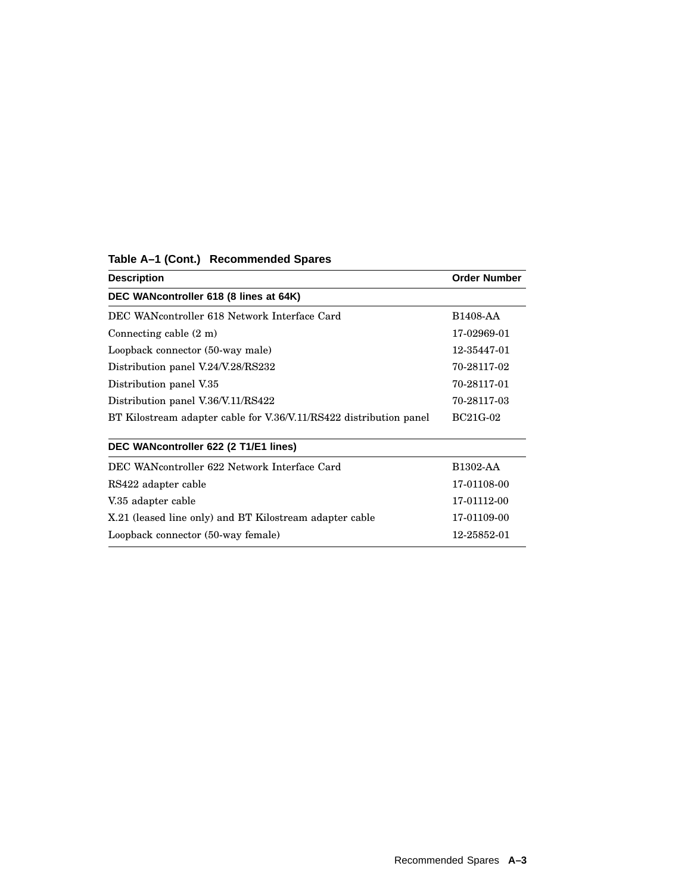**Table A–1 (Cont.) Recommended Spares**

| Description | Order Number |
|---|---|
| **DEC WANcontroller 618 (8 lines at 64K)** | |
| DEC WANcontroller 618 Network Interface Card | B1408-AA |
| Connecting cable (2 m) | 17-02969-01 |
| Loopback connector (50-way male) | 12-35447-01 |
| Distribution panel V.24/V.28/RS232 | 70-28117-02 |
| Distribution panel V.35 | 70-28117-01 |
| Distribution panel V.36/V.11/RS422 | 70-28117-03 |
| BT Kilostream adapter cable for V.36/V.11/RS422 distribution panel | BC21G-02 |
| **DEC WANcontroller 622 (2 T1/E1 lines)** | |
| DEC WANcontroller 622 Network Interface Card | B1302-AA |
| RS422 adapter cable | 17-01108-00 |
| V.35 adapter cable | 17-01112-00 |
| X.21 (leased line only) and BT Kilostream adapter cable | 17-01109-00 |
| Loopback connector (50-way female) | 12-25852-01 |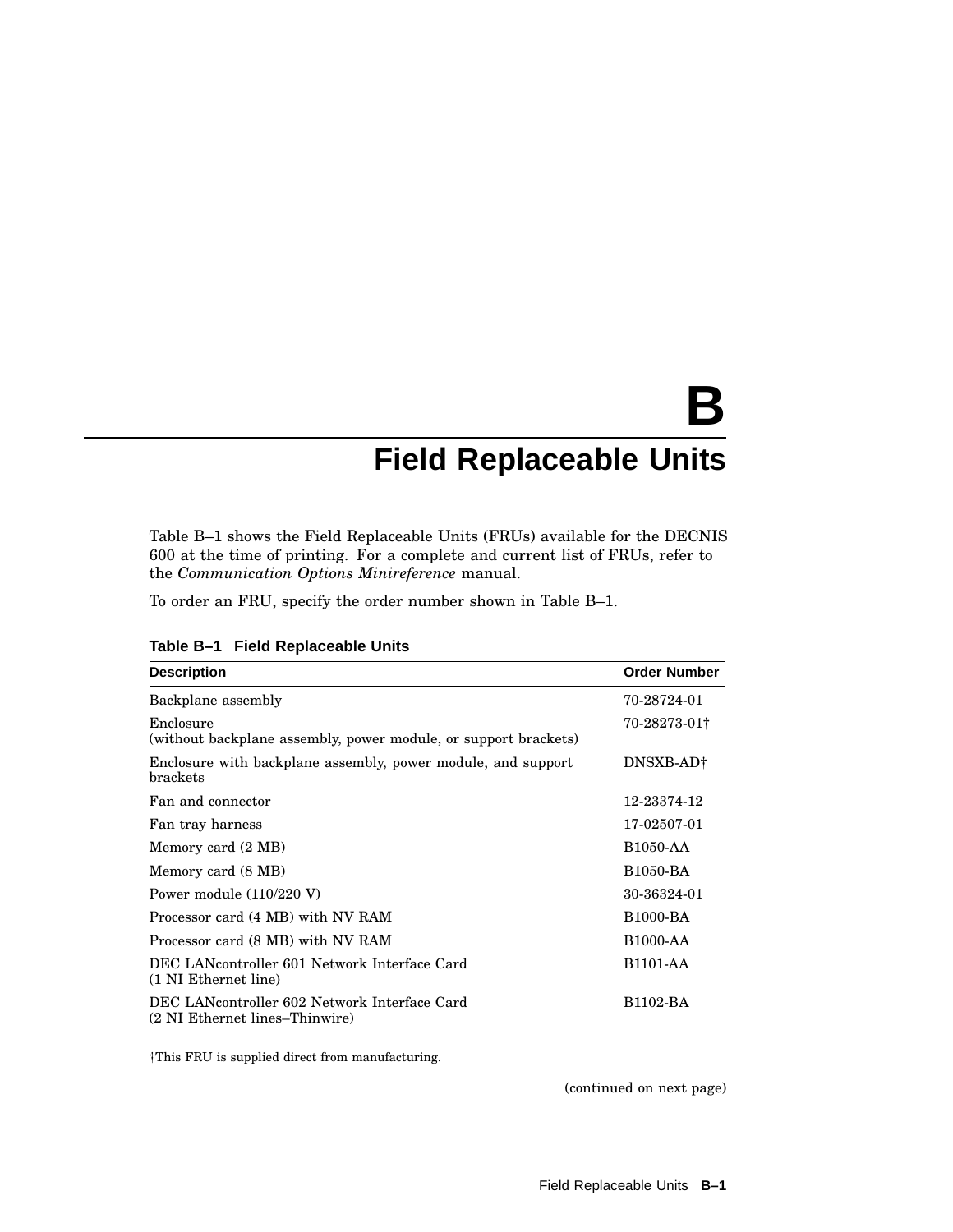# B Field Replaceable Units

Table B–1 shows the Field Replaceable Units (FRUs) available for the DECNIS 600 at the time of printing. For a complete and current list of FRUs, refer to the *Communication Options Minireference* manual.

To order an FRU, specify the order number shown in Table B–1.

**Table B–1 Field Replaceable Units**

| Description | Order Number |
|---|---|
| Backplane assembly | 70-28724-01 |
| Enclosure<br>(without backplane assembly, power module, or support brackets) | 70-28273-01† |
| Enclosure with backplane assembly, power module, and support brackets | DNSXB-AD† |
| Fan and connector | 12-23374-12 |
| Fan tray harness | 17-02507-01 |
| Memory card (2 MB) | B1050-AA |
| Memory card (8 MB) | B1050-BA |
| Power module (110/220 V) | 30-36324-01 |
| Processor card (4 MB) with NV RAM | B1000-BA |
| Processor card (8 MB) with NV RAM | B1000-AA |
| DEC LANcontroller 601 Network Interface Card<br>(1 NI Ethernet line) | B1101-AA |
| DEC LANcontroller 602 Network Interface Card<br>(2 NI Ethernet lines–Thinwire) | B1102-BA |

†This FRU is supplied direct from manufacturing.

(continued on next page)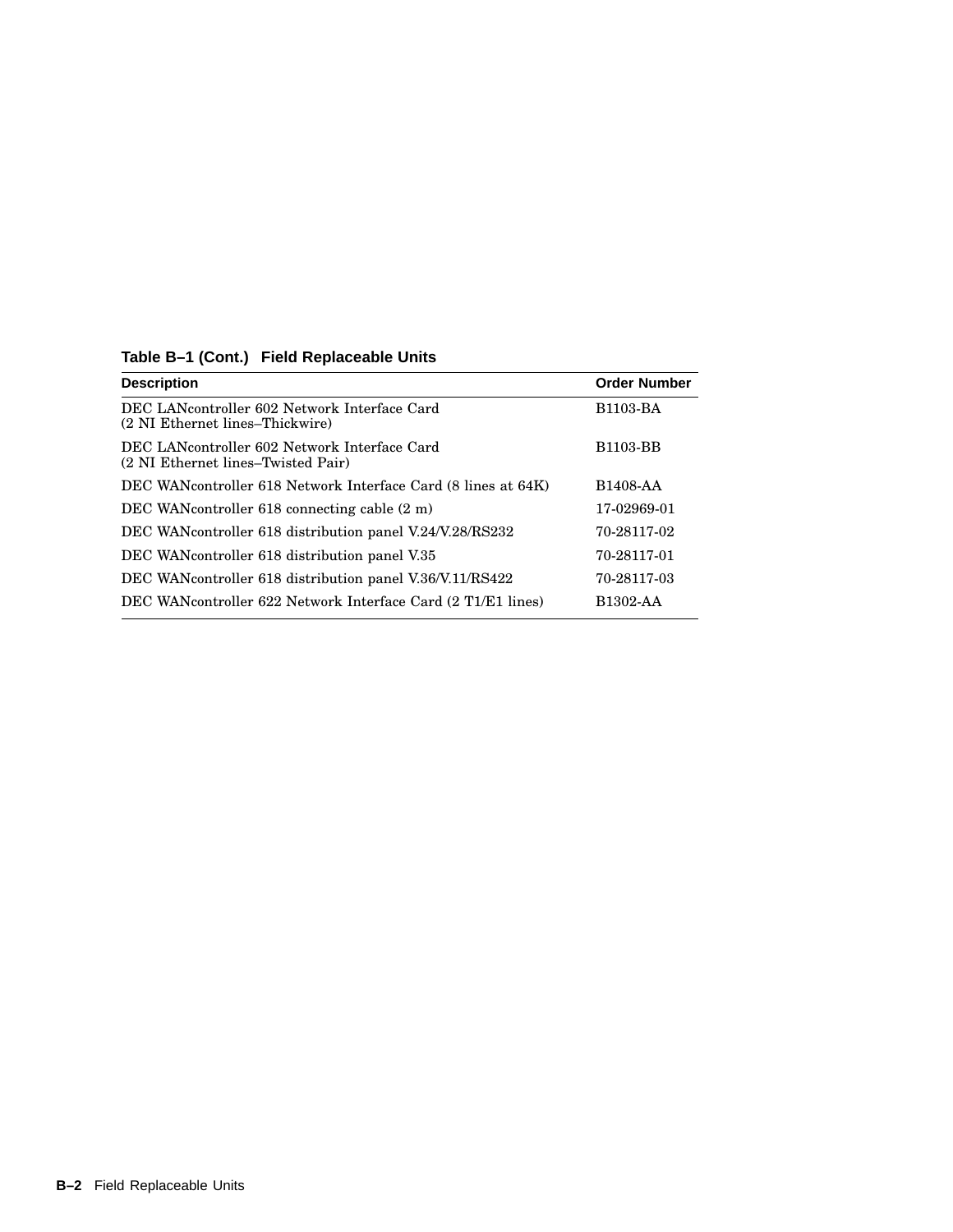**Table B–1 (Cont.) Field Replaceable Units**

| Description | Order Number |
|---|---|
| DEC LANcontroller 602 Network Interface Card (2 NI Ethernet lines–Thickwire) | B1103-BA |
| DEC LANcontroller 602 Network Interface Card (2 NI Ethernet lines–Twisted Pair) | B1103-BB |
| DEC WANcontroller 618 Network Interface Card (8 lines at 64K) | B1408-AA |
| DEC WANcontroller 618 connecting cable (2 m) | 17-02969-01 |
| DEC WANcontroller 618 distribution panel V.24/V.28/RS232 | 70-28117-02 |
| DEC WANcontroller 618 distribution panel V.35 | 70-28117-01 |
| DEC WANcontroller 618 distribution panel V.36/V.11/RS422 | 70-28117-03 |
| DEC WANcontroller 622 Network Interface Card (2 T1/E1 lines) | B1302-AA |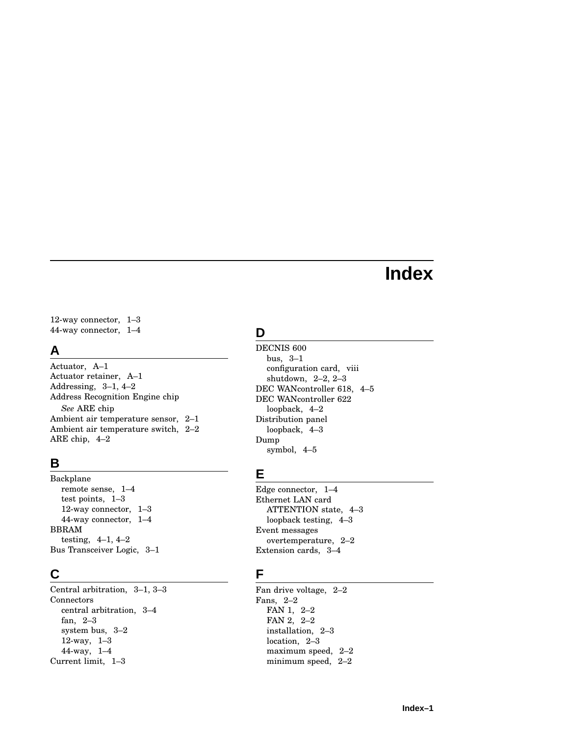# Index

12-way connector, 1–3
44-way connector, 1–4

## A

Actuator, A–1
Actuator retainer, A–1
Addressing, 3–1, 4–2
Address Recognition Engine chip
- *See* ARE chip

Ambient air temperature sensor, 2–1
Ambient air temperature switch, 2–2
ARE chip, 4–2

## B

Backplane
- remote sense, 1–4
- test points, 1–3
- 12-way connector, 1–3
- 44-way connector, 1–4

BBRAM
- testing, 4–1, 4–2

Bus Transceiver Logic, 3–1

## C

Central arbitration, 3–1, 3–3
Connectors
- central arbitration, 3–4
- fan, 2–3
- system bus, 3–2
- 12-way, 1–3
- 44-way, 1–4

Current limit, 1–3

## D

DECNIS 600
- bus, 3–1
- configuration card, viii
- shutdown, 2–2, 2–3

DEC WANcontroller 618, 4–5
DEC WANcontroller 622
- loopback, 4–2

Distribution panel
- loopback, 4–3

Dump
- symbol, 4–5

## E

Edge connector, 1–4
Ethernet LAN card
- ATTENTION state, 4–3
- loopback testing, 4–3

Event messages
- overtemperature, 2–2

Extension cards, 3–4

## F

Fan drive voltage, 2–2
Fans, 2–2
- FAN 1, 2–2
- FAN 2, 2–2
- installation, 2–3
- location, 2–3
- maximum speed, 2–2
- minimum speed, 2–2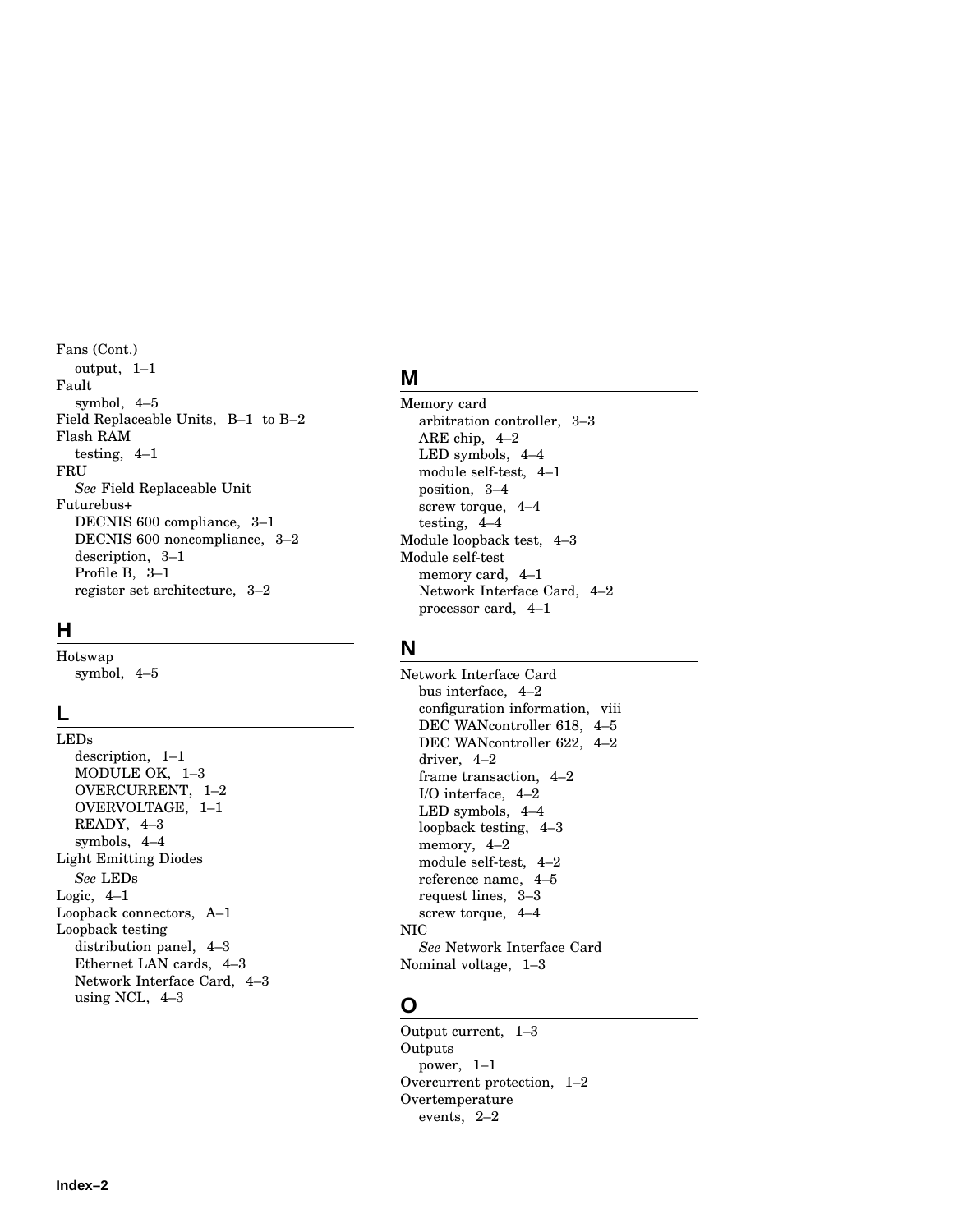Fans (Cont.)
  output, 1–1
Fault
  symbol, 4–5
Field Replaceable Units, B–1 to B–2
Flash RAM
  testing, 4–1
FRU
  *See* Field Replaceable Unit
Futurebus+
  DECNIS 600 compliance, 3–1
  DECNIS 600 noncompliance, 3–2
  description, 3–1
  Profile B, 3–1
  register set architecture, 3–2

## H

Hotswap
  symbol, 4–5

## L

LEDs
  description, 1–1
  MODULE OK, 1–3
  OVERCURRENT, 1–2
  OVERVOLTAGE, 1–1
  READY, 4–3
  symbols, 4–4
Light Emitting Diodes
  *See* LEDs
Logic, 4–1
Loopback connectors, A–1
Loopback testing
  distribution panel, 4–3
  Ethernet LAN cards, 4–3
  Network Interface Card, 4–3
  using NCL, 4–3

## M

Memory card
  arbitration controller, 3–3
  ARE chip, 4–2
  LED symbols, 4–4
  module self-test, 4–1
  position, 3–4
  screw torque, 4–4
  testing, 4–4
Module loopback test, 4–3
Module self-test
  memory card, 4–1
  Network Interface Card, 4–2
  processor card, 4–1

## N

Network Interface Card
  bus interface, 4–2
  configuration information, viii
  DEC WANcontroller 618, 4–5
  DEC WANcontroller 622, 4–2
  driver, 4–2
  frame transaction, 4–2
  I/O interface, 4–2
  LED symbols, 4–4
  loopback testing, 4–3
  memory, 4–2
  module self-test, 4–2
  reference name, 4–5
  request lines, 3–3
  screw torque, 4–4
NIC
  *See* Network Interface Card
Nominal voltage, 1–3

## O

Output current, 1–3
Outputs
  power, 1–1
Overcurrent protection, 1–2
Overtemperature
  events, 2–2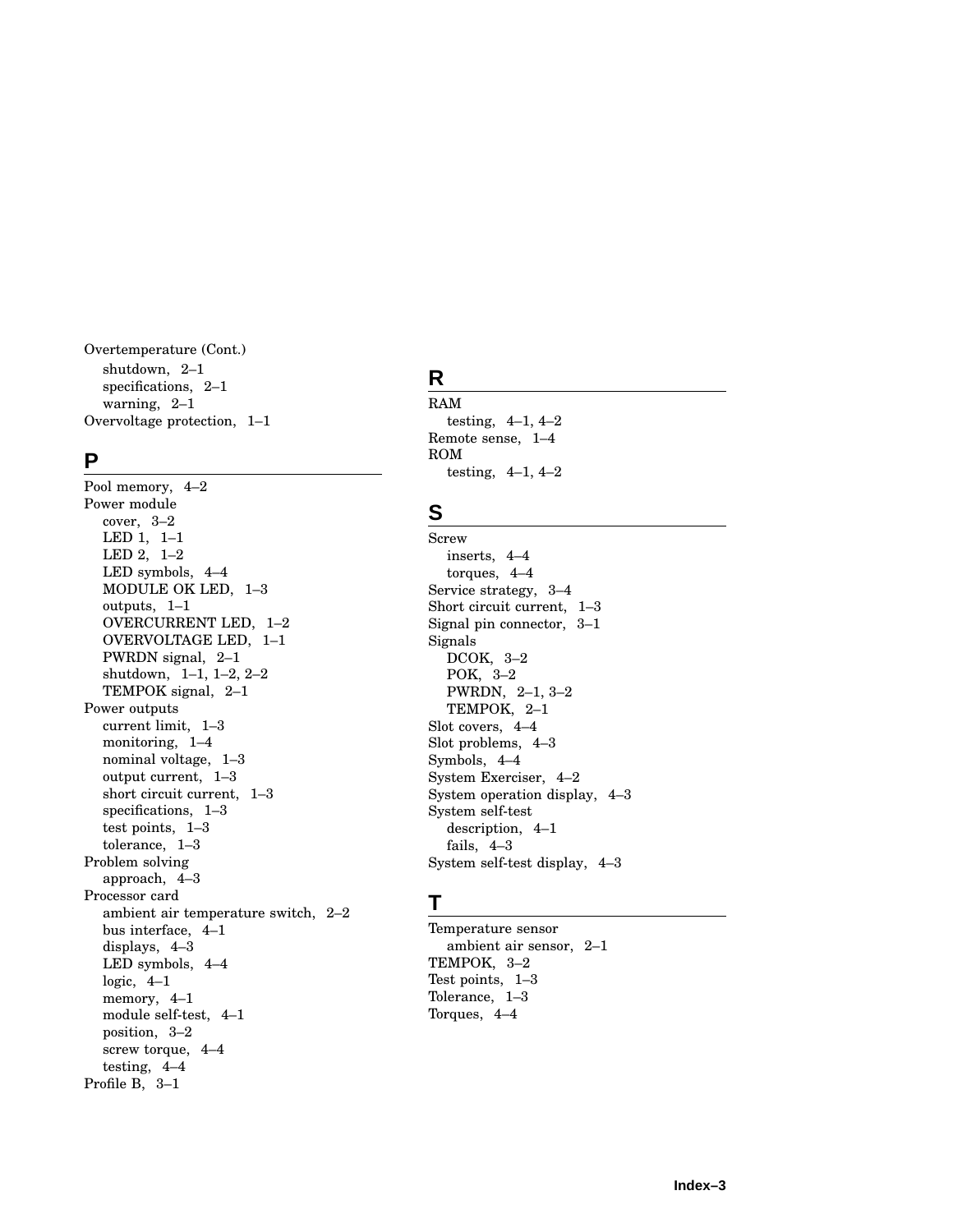Overtemperature (Cont.)
- shutdown, 2–1
- specifications, 2–1
- warning, 2–1

Overvoltage protection, 1–1

## P

Pool memory, 4–2

Power module
- cover, 3–2
- LED 1, 1–1
- LED 2, 1–2
- LED symbols, 4–4
- MODULE OK LED, 1–3
- outputs, 1–1
- OVERCURRENT LED, 1–2
- OVERVOLTAGE LED, 1–1
- PWRDN signal, 2–1
- shutdown, 1–1, 1–2, 2–2
- TEMPOK signal, 2–1

Power outputs
- current limit, 1–3
- monitoring, 1–4
- nominal voltage, 1–3
- output current, 1–3
- short circuit current, 1–3
- specifications, 1–3
- test points, 1–3
- tolerance, 1–3

Problem solving
- approach, 4–3

Processor card
- ambient air temperature switch, 2–2
- bus interface, 4–1
- displays, 4–3
- LED symbols, 4–4
- logic, 4–1
- memory, 4–1
- module self-test, 4–1
- position, 3–2
- screw torque, 4–4
- testing, 4–4

Profile B, 3–1

## R

RAM
- testing, 4–1, 4–2

Remote sense, 1–4

ROM
- testing, 4–1, 4–2

## S

Screw
- inserts, 4–4
- torques, 4–4

Service strategy, 3–4

Short circuit current, 1–3

Signal pin connector, 3–1

Signals
- DCOK, 3–2
- POK, 3–2
- PWRDN, 2–1, 3–2
- TEMPOK, 2–1

Slot covers, 4–4

Slot problems, 4–3

Symbols, 4–4

System Exerciser, 4–2

System operation display, 4–3

System self-test
- description, 4–1
- fails, 4–3

System self-test display, 4–3

## T

Temperature sensor
- ambient air sensor, 2–1

TEMPOK, 3–2

Test points, 1–3

Tolerance, 1–3

Torques, 4–4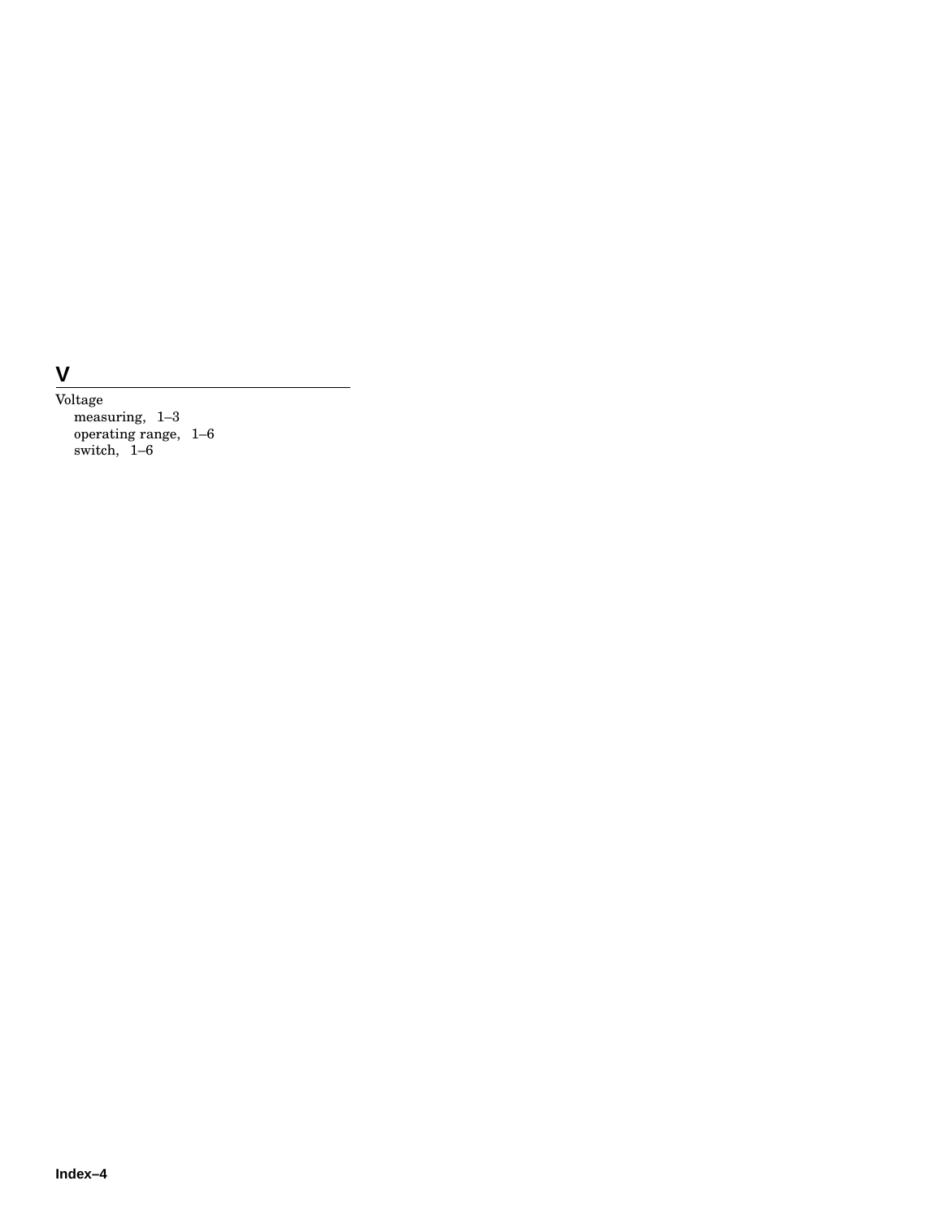## V

Voltage
- measuring, 1–3
- operating range, 1–6
- switch, 1–6